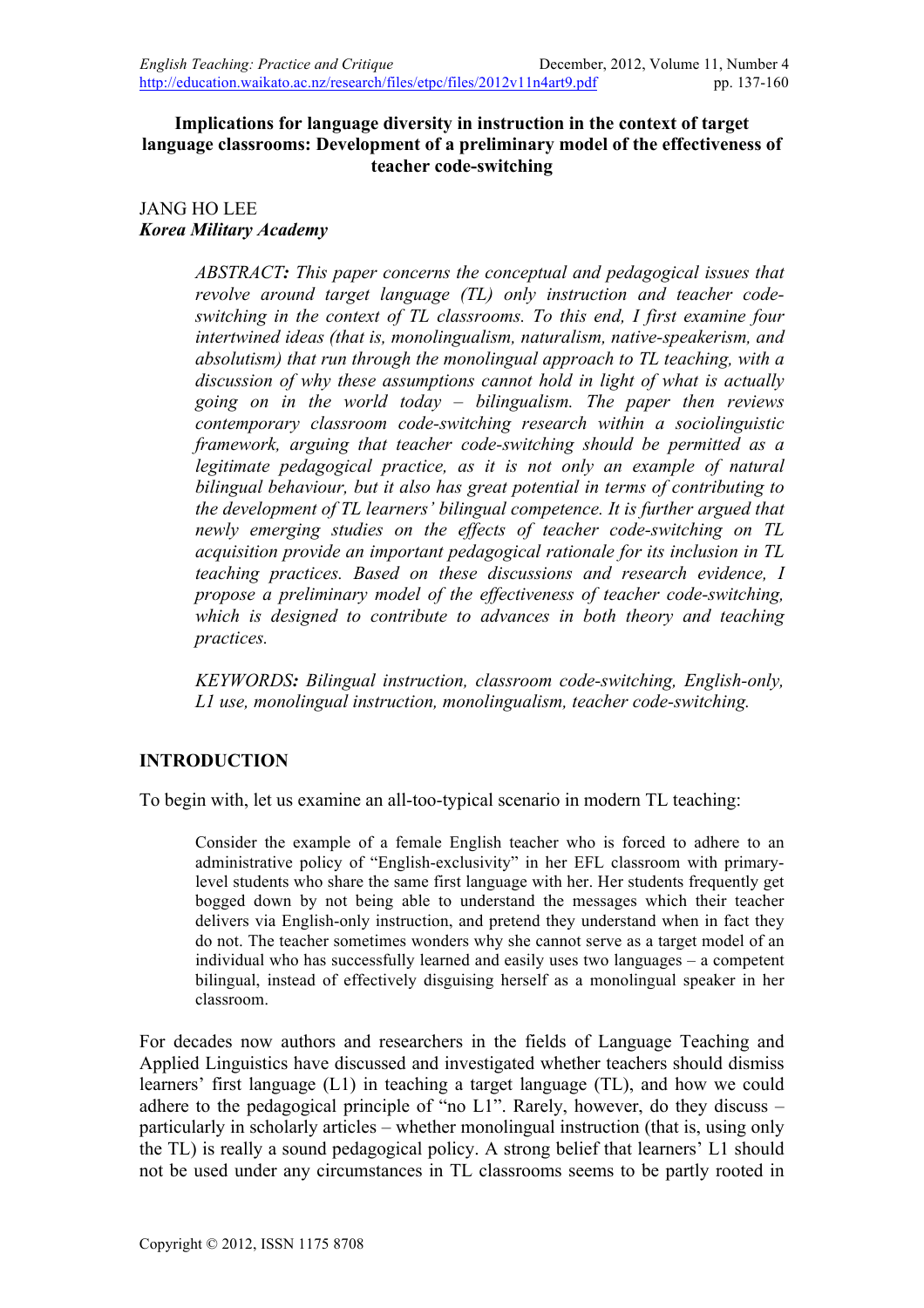**Implications for language diversity in instruction in the context of target language classrooms: Development of a preliminary model of the effectiveness of teacher code-switching**

JANG HO LEE
***Korea Military Academy***

> *ABSTRACT: This paper concerns the conceptual and pedagogical issues that revolve around target language (TL) only instruction and teacher code-switching in the context of TL classrooms. To this end, I first examine four intertwined ideas (that is, monolingualism, naturalism, native-speakerism, and absolutism) that run through the monolingual approach to TL teaching, with a discussion of why these assumptions cannot hold in light of what is actually going on in the world today – bilingualism. The paper then reviews contemporary classroom code-switching research within a sociolinguistic framework, arguing that teacher code-switching should be permitted as a legitimate pedagogical practice, as it is not only an example of natural bilingual behaviour, but it also has great potential in terms of contributing to the development of TL learners' bilingual competence. It is further argued that newly emerging studies on the effects of teacher code-switching on TL acquisition provide an important pedagogical rationale for its inclusion in TL teaching practices. Based on these discussions and research evidence, I propose a preliminary model of the effectiveness of teacher code-switching, which is designed to contribute to advances in both theory and teaching practices.*
>
> *KEYWORDS: Bilingual instruction, classroom code-switching, English-only, L1 use, monolingual instruction, monolingualism, teacher code-switching.*

## INTRODUCTION

To begin with, let us examine an all-too-typical scenario in modern TL teaching:

> Consider the example of a female English teacher who is forced to adhere to an administrative policy of "English-exclusivity" in her EFL classroom with primary-level students who share the same first language with her. Her students frequently get bogged down by not being able to understand the messages which their teacher delivers via English-only instruction, and pretend they understand when in fact they do not. The teacher sometimes wonders why she cannot serve as a target model of an individual who has successfully learned and easily uses two languages – a competent bilingual, instead of effectively disguising herself as a monolingual speaker in her classroom.

For decades now authors and researchers in the fields of Language Teaching and Applied Linguistics have discussed and investigated whether teachers should dismiss learners' first language (L1) in teaching a target language (TL), and how we could adhere to the pedagogical principle of "no L1". Rarely, however, do they discuss – particularly in scholarly articles – whether monolingual instruction (that is, using only the TL) is really a sound pedagogical policy. A strong belief that learners' L1 should not be used under any circumstances in TL classrooms seems to be partly rooted in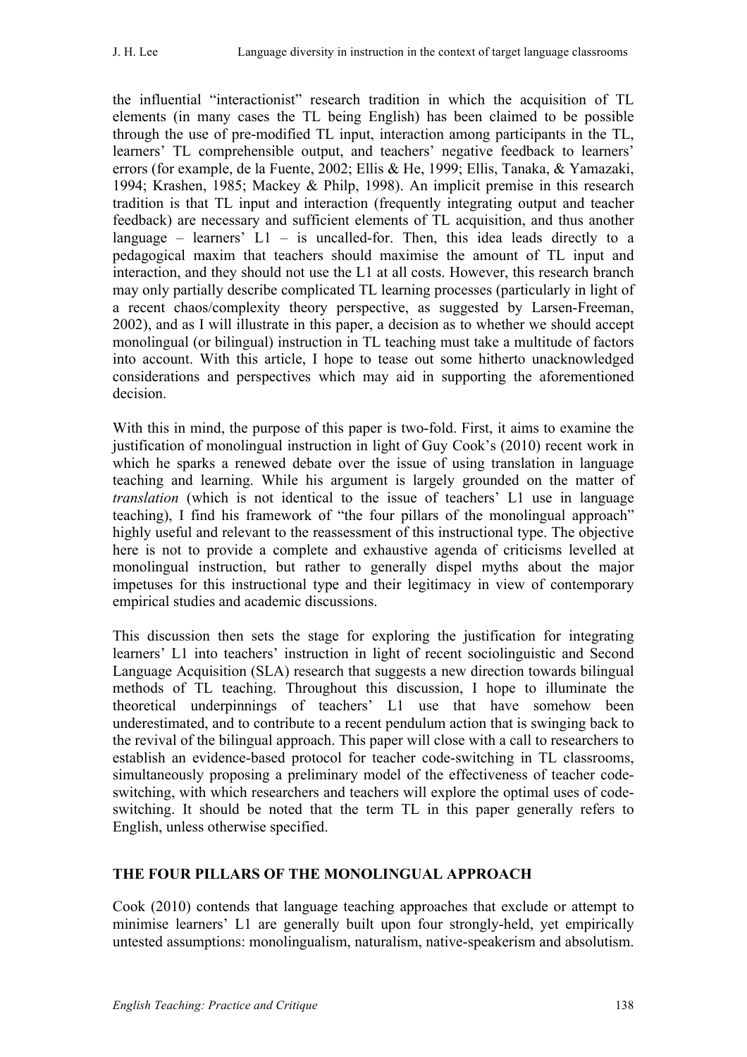the influential "interactionist" research tradition in which the acquisition of TL elements (in many cases the TL being English) has been claimed to be possible through the use of pre-modified TL input, interaction among participants in the TL, learners' TL comprehensible output, and teachers' negative feedback to learners' errors (for example, de la Fuente, 2002; Ellis & He, 1999; Ellis, Tanaka, & Yamazaki, 1994; Krashen, 1985; Mackey & Philp, 1998). An implicit premise in this research tradition is that TL input and interaction (frequently integrating output and teacher feedback) are necessary and sufficient elements of TL acquisition, and thus another language – learners' L1 – is uncalled-for. Then, this idea leads directly to a pedagogical maxim that teachers should maximise the amount of TL input and interaction, and they should not use the L1 at all costs. However, this research branch may only partially describe complicated TL learning processes (particularly in light of a recent chaos/complexity theory perspective, as suggested by Larsen-Freeman, 2002), and as I will illustrate in this paper, a decision as to whether we should accept monolingual (or bilingual) instruction in TL teaching must take a multitude of factors into account. With this article, I hope to tease out some hitherto unacknowledged considerations and perspectives which may aid in supporting the aforementioned decision.

With this in mind, the purpose of this paper is two-fold. First, it aims to examine the justification of monolingual instruction in light of Guy Cook's (2010) recent work in which he sparks a renewed debate over the issue of using translation in language teaching and learning. While his argument is largely grounded on the matter of *translation* (which is not identical to the issue of teachers' L1 use in language teaching), I find his framework of "the four pillars of the monolingual approach" highly useful and relevant to the reassessment of this instructional type. The objective here is not to provide a complete and exhaustive agenda of criticisms levelled at monolingual instruction, but rather to generally dispel myths about the major impetuses for this instructional type and their legitimacy in view of contemporary empirical studies and academic discussions.

This discussion then sets the stage for exploring the justification for integrating learners' L1 into teachers' instruction in light of recent sociolinguistic and Second Language Acquisition (SLA) research that suggests a new direction towards bilingual methods of TL teaching. Throughout this discussion, I hope to illuminate the theoretical underpinnings of teachers' L1 use that have somehow been underestimated, and to contribute to a recent pendulum action that is swinging back to the revival of the bilingual approach. This paper will close with a call to researchers to establish an evidence-based protocol for teacher code-switching in TL classrooms, simultaneously proposing a preliminary model of the effectiveness of teacher code-switching, with which researchers and teachers will explore the optimal uses of code-switching. It should be noted that the term TL in this paper generally refers to English, unless otherwise specified.

## THE FOUR PILLARS OF THE MONOLINGUAL APPROACH

Cook (2010) contends that language teaching approaches that exclude or attempt to minimise learners' L1 are generally built upon four strongly-held, yet empirically untested assumptions: monolingualism, naturalism, native-speakerism and absolutism.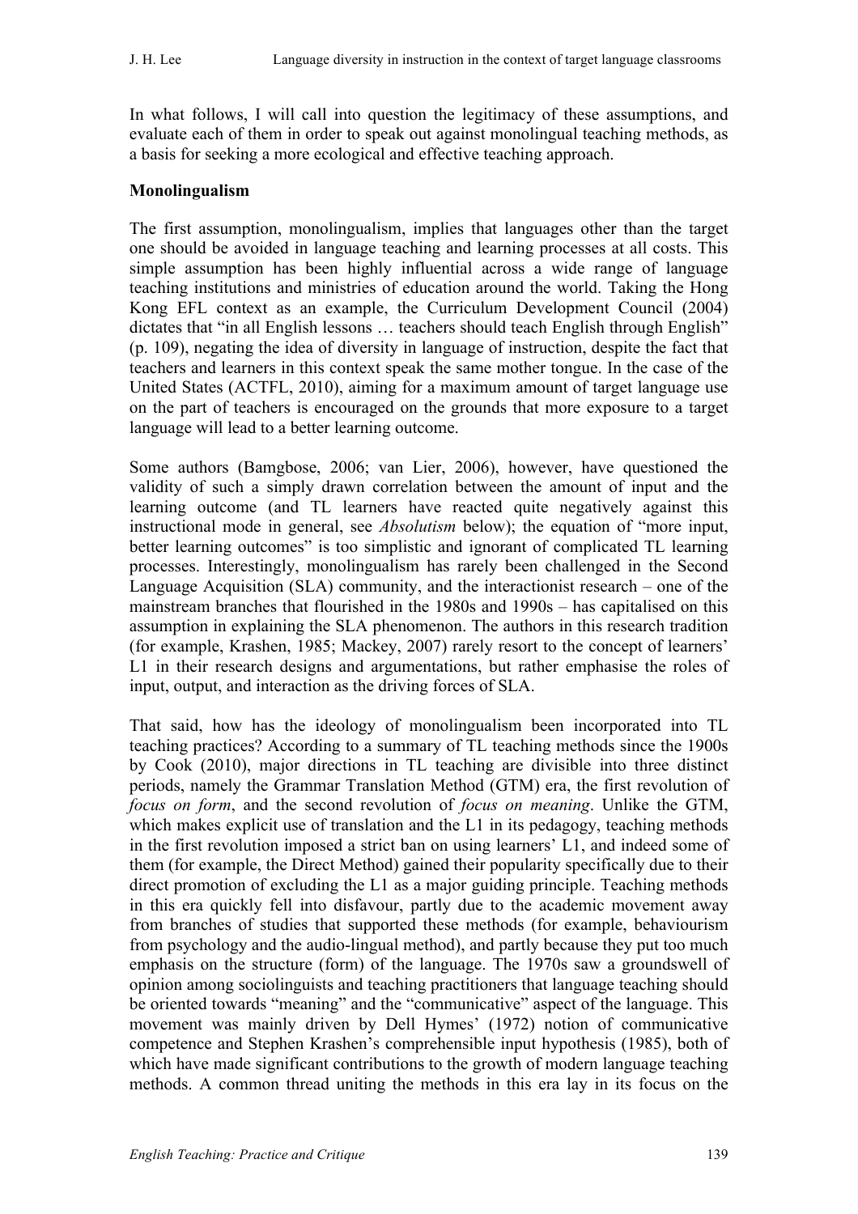In what follows, I will call into question the legitimacy of these assumptions, and evaluate each of them in order to speak out against monolingual teaching methods, as a basis for seeking a more ecological and effective teaching approach.

**Monolingualism**

The first assumption, monolingualism, implies that languages other than the target one should be avoided in language teaching and learning processes at all costs. This simple assumption has been highly influential across a wide range of language teaching institutions and ministries of education around the world. Taking the Hong Kong EFL context as an example, the Curriculum Development Council (2004) dictates that "in all English lessons … teachers should teach English through English" (p. 109), negating the idea of diversity in language of instruction, despite the fact that teachers and learners in this context speak the same mother tongue. In the case of the United States (ACTFL, 2010), aiming for a maximum amount of target language use on the part of teachers is encouraged on the grounds that more exposure to a target language will lead to a better learning outcome.

Some authors (Bamgbose, 2006; van Lier, 2006), however, have questioned the validity of such a simply drawn correlation between the amount of input and the learning outcome (and TL learners have reacted quite negatively against this instructional mode in general, see *Absolutism* below); the equation of "more input, better learning outcomes" is too simplistic and ignorant of complicated TL learning processes. Interestingly, monolingualism has rarely been challenged in the Second Language Acquisition (SLA) community, and the interactionist research – one of the mainstream branches that flourished in the 1980s and 1990s – has capitalised on this assumption in explaining the SLA phenomenon. The authors in this research tradition (for example, Krashen, 1985; Mackey, 2007) rarely resort to the concept of learners' L1 in their research designs and argumentations, but rather emphasise the roles of input, output, and interaction as the driving forces of SLA.

That said, how has the ideology of monolingualism been incorporated into TL teaching practices? According to a summary of TL teaching methods since the 1900s by Cook (2010), major directions in TL teaching are divisible into three distinct periods, namely the Grammar Translation Method (GTM) era, the first revolution of *focus on form*, and the second revolution of *focus on meaning*. Unlike the GTM, which makes explicit use of translation and the L1 in its pedagogy, teaching methods in the first revolution imposed a strict ban on using learners' L1, and indeed some of them (for example, the Direct Method) gained their popularity specifically due to their direct promotion of excluding the L1 as a major guiding principle. Teaching methods in this era quickly fell into disfavour, partly due to the academic movement away from branches of studies that supported these methods (for example, behaviourism from psychology and the audio-lingual method), and partly because they put too much emphasis on the structure (form) of the language. The 1970s saw a groundswell of opinion among sociolinguists and teaching practitioners that language teaching should be oriented towards "meaning" and the "communicative" aspect of the language. This movement was mainly driven by Dell Hymes' (1972) notion of communicative competence and Stephen Krashen's comprehensible input hypothesis (1985), both of which have made significant contributions to the growth of modern language teaching methods. A common thread uniting the methods in this era lay in its focus on the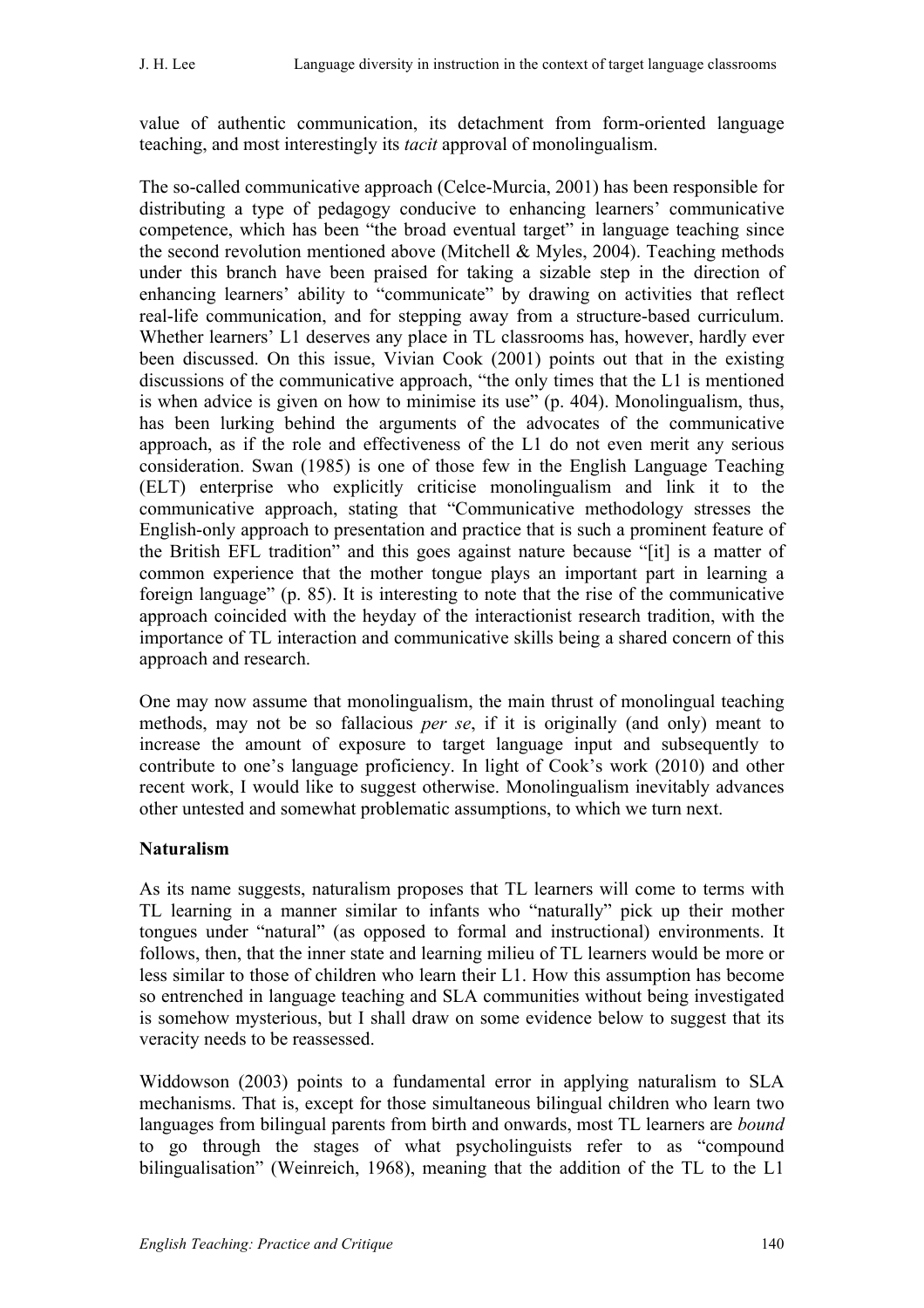value of authentic communication, its detachment from form-oriented language teaching, and most interestingly its *tacit* approval of monolingualism.

The so-called communicative approach (Celce-Murcia, 2001) has been responsible for distributing a type of pedagogy conducive to enhancing learners' communicative competence, which has been "the broad eventual target" in language teaching since the second revolution mentioned above (Mitchell & Myles, 2004). Teaching methods under this branch have been praised for taking a sizable step in the direction of enhancing learners' ability to "communicate" by drawing on activities that reflect real-life communication, and for stepping away from a structure-based curriculum. Whether learners' L1 deserves any place in TL classrooms has, however, hardly ever been discussed. On this issue, Vivian Cook (2001) points out that in the existing discussions of the communicative approach, "the only times that the L1 is mentioned is when advice is given on how to minimise its use" (p. 404). Monolingualism, thus, has been lurking behind the arguments of the advocates of the communicative approach, as if the role and effectiveness of the L1 do not even merit any serious consideration. Swan (1985) is one of those few in the English Language Teaching (ELT) enterprise who explicitly criticise monolingualism and link it to the communicative approach, stating that "Communicative methodology stresses the English-only approach to presentation and practice that is such a prominent feature of the British EFL tradition" and this goes against nature because "[it] is a matter of common experience that the mother tongue plays an important part in learning a foreign language" (p. 85). It is interesting to note that the rise of the communicative approach coincided with the heyday of the interactionist research tradition, with the importance of TL interaction and communicative skills being a shared concern of this approach and research.

One may now assume that monolingualism, the main thrust of monolingual teaching methods, may not be so fallacious *per se*, if it is originally (and only) meant to increase the amount of exposure to target language input and subsequently to contribute to one's language proficiency. In light of Cook's work (2010) and other recent work, I would like to suggest otherwise. Monolingualism inevitably advances other untested and somewhat problematic assumptions, to which we turn next.

**Naturalism**

As its name suggests, naturalism proposes that TL learners will come to terms with TL learning in a manner similar to infants who "naturally" pick up their mother tongues under "natural" (as opposed to formal and instructional) environments. It follows, then, that the inner state and learning milieu of TL learners would be more or less similar to those of children who learn their L1. How this assumption has become so entrenched in language teaching and SLA communities without being investigated is somehow mysterious, but I shall draw on some evidence below to suggest that its veracity needs to be reassessed.

Widdowson (2003) points to a fundamental error in applying naturalism to SLA mechanisms. That is, except for those simultaneous bilingual children who learn two languages from bilingual parents from birth and onwards, most TL learners are *bound* to go through the stages of what psycholinguists refer to as "compound bilingualisation" (Weinreich, 1968), meaning that the addition of the TL to the L1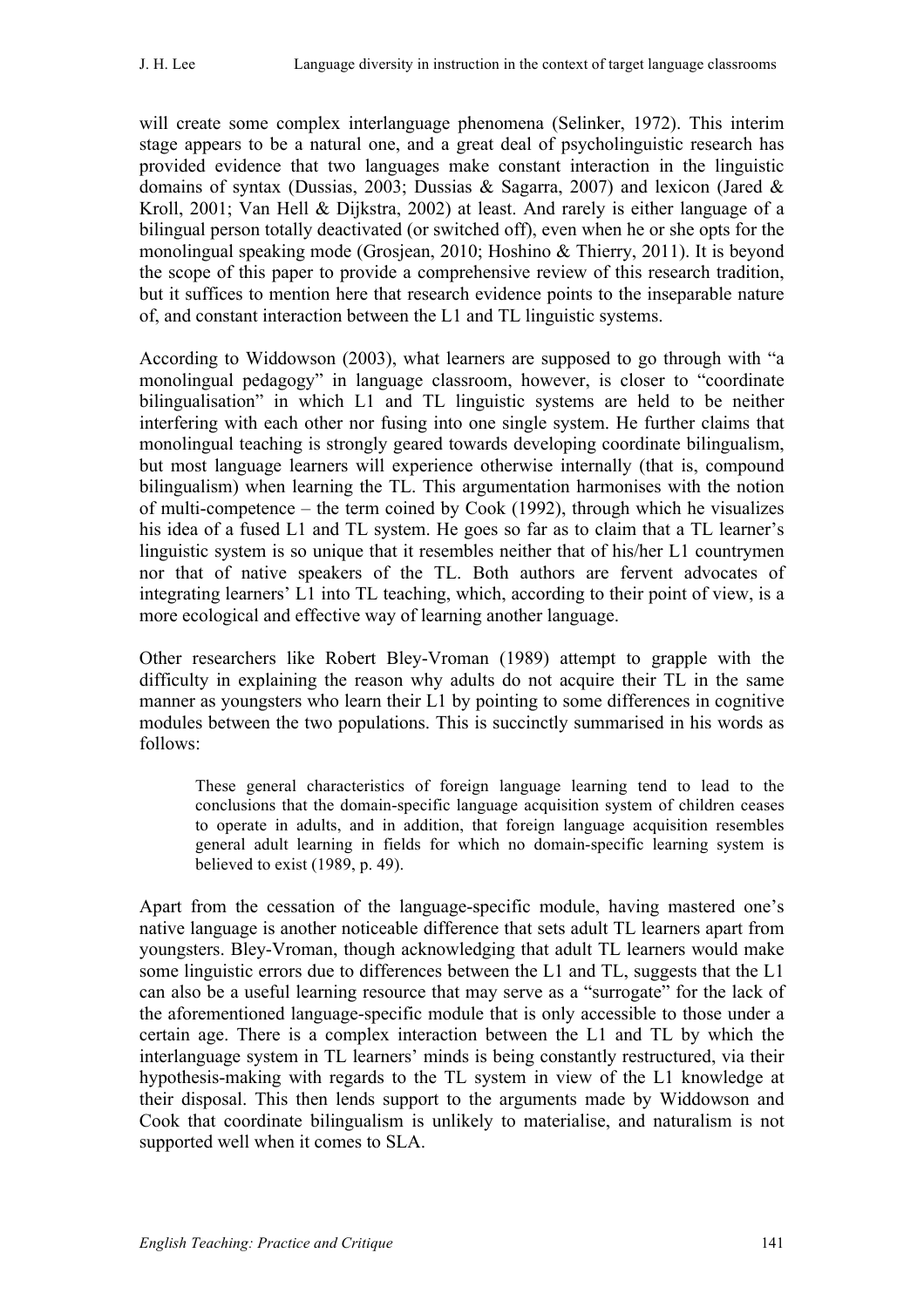will create some complex interlanguage phenomena (Selinker, 1972). This interim stage appears to be a natural one, and a great deal of psycholinguistic research has provided evidence that two languages make constant interaction in the linguistic domains of syntax (Dussias, 2003; Dussias & Sagarra, 2007) and lexicon (Jared & Kroll, 2001; Van Hell & Dijkstra, 2002) at least. And rarely is either language of a bilingual person totally deactivated (or switched off), even when he or she opts for the monolingual speaking mode (Grosjean, 2010; Hoshino & Thierry, 2011). It is beyond the scope of this paper to provide a comprehensive review of this research tradition, but it suffices to mention here that research evidence points to the inseparable nature of, and constant interaction between the L1 and TL linguistic systems.

According to Widdowson (2003), what learners are supposed to go through with "a monolingual pedagogy" in language classroom, however, is closer to "coordinate bilingualisation" in which L1 and TL linguistic systems are held to be neither interfering with each other nor fusing into one single system. He further claims that monolingual teaching is strongly geared towards developing coordinate bilingualism, but most language learners will experience otherwise internally (that is, compound bilingualism) when learning the TL. This argumentation harmonises with the notion of multi-competence – the term coined by Cook (1992), through which he visualizes his idea of a fused L1 and TL system. He goes so far as to claim that a TL learner's linguistic system is so unique that it resembles neither that of his/her L1 countrymen nor that of native speakers of the TL. Both authors are fervent advocates of integrating learners' L1 into TL teaching, which, according to their point of view, is a more ecological and effective way of learning another language.

Other researchers like Robert Bley-Vroman (1989) attempt to grapple with the difficulty in explaining the reason why adults do not acquire their TL in the same manner as youngsters who learn their L1 by pointing to some differences in cognitive modules between the two populations. This is succinctly summarised in his words as follows:

> These general characteristics of foreign language learning tend to lead to the conclusions that the domain-specific language acquisition system of children ceases to operate in adults, and in addition, that foreign language acquisition resembles general adult learning in fields for which no domain-specific learning system is believed to exist (1989, p. 49).

Apart from the cessation of the language-specific module, having mastered one's native language is another noticeable difference that sets adult TL learners apart from youngsters. Bley-Vroman, though acknowledging that adult TL learners would make some linguistic errors due to differences between the L1 and TL, suggests that the L1 can also be a useful learning resource that may serve as a "surrogate" for the lack of the aforementioned language-specific module that is only accessible to those under a certain age. There is a complex interaction between the L1 and TL by which the interlanguage system in TL learners' minds is being constantly restructured, via their hypothesis-making with regards to the TL system in view of the L1 knowledge at their disposal. This then lends support to the arguments made by Widdowson and Cook that coordinate bilingualism is unlikely to materialise, and naturalism is not supported well when it comes to SLA.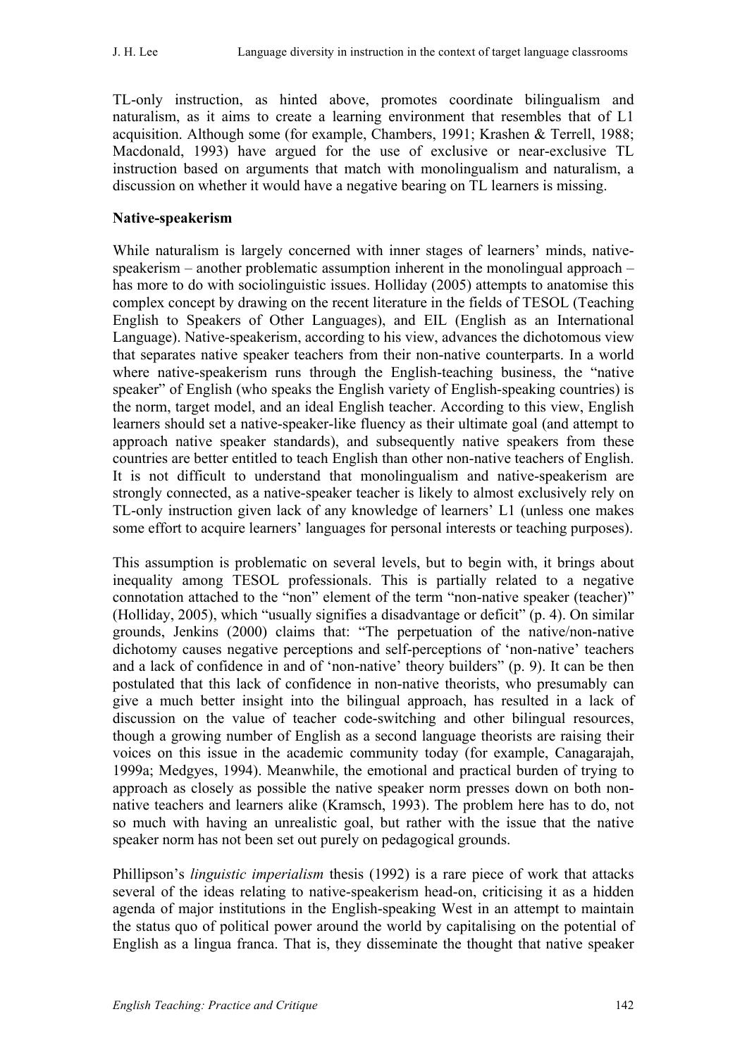TL-only instruction, as hinted above, promotes coordinate bilingualism and naturalism, as it aims to create a learning environment that resembles that of L1 acquisition. Although some (for example, Chambers, 1991; Krashen & Terrell, 1988; Macdonald, 1993) have argued for the use of exclusive or near-exclusive TL instruction based on arguments that match with monolingualism and naturalism, a discussion on whether it would have a negative bearing on TL learners is missing.

**Native-speakerism**

While naturalism is largely concerned with inner stages of learners' minds, native-speakerism – another problematic assumption inherent in the monolingual approach – has more to do with sociolinguistic issues. Holliday (2005) attempts to anatomise this complex concept by drawing on the recent literature in the fields of TESOL (Teaching English to Speakers of Other Languages), and EIL (English as an International Language). Native-speakerism, according to his view, advances the dichotomous view that separates native speaker teachers from their non-native counterparts. In a world where native-speakerism runs through the English-teaching business, the "native speaker" of English (who speaks the English variety of English-speaking countries) is the norm, target model, and an ideal English teacher. According to this view, English learners should set a native-speaker-like fluency as their ultimate goal (and attempt to approach native speaker standards), and subsequently native speakers from these countries are better entitled to teach English than other non-native teachers of English. It is not difficult to understand that monolingualism and native-speakerism are strongly connected, as a native-speaker teacher is likely to almost exclusively rely on TL-only instruction given lack of any knowledge of learners' L1 (unless one makes some effort to acquire learners' languages for personal interests or teaching purposes).

This assumption is problematic on several levels, but to begin with, it brings about inequality among TESOL professionals. This is partially related to a negative connotation attached to the "non" element of the term "non-native speaker (teacher)" (Holliday, 2005), which "usually signifies a disadvantage or deficit" (p. 4). On similar grounds, Jenkins (2000) claims that: "The perpetuation of the native/non-native dichotomy causes negative perceptions and self-perceptions of 'non-native' teachers and a lack of confidence in and of 'non-native' theory builders" (p. 9). It can be then postulated that this lack of confidence in non-native theorists, who presumably can give a much better insight into the bilingual approach, has resulted in a lack of discussion on the value of teacher code-switching and other bilingual resources, though a growing number of English as a second language theorists are raising their voices on this issue in the academic community today (for example, Canagarajah, 1999a; Medgyes, 1994). Meanwhile, the emotional and practical burden of trying to approach as closely as possible the native speaker norm presses down on both non-native teachers and learners alike (Kramsch, 1993). The problem here has to do, not so much with having an unrealistic goal, but rather with the issue that the native speaker norm has not been set out purely on pedagogical grounds.

Phillipson's *linguistic imperialism* thesis (1992) is a rare piece of work that attacks several of the ideas relating to native-speakerism head-on, criticising it as a hidden agenda of major institutions in the English-speaking West in an attempt to maintain the status quo of political power around the world by capitalising on the potential of English as a lingua franca. That is, they disseminate the thought that native speaker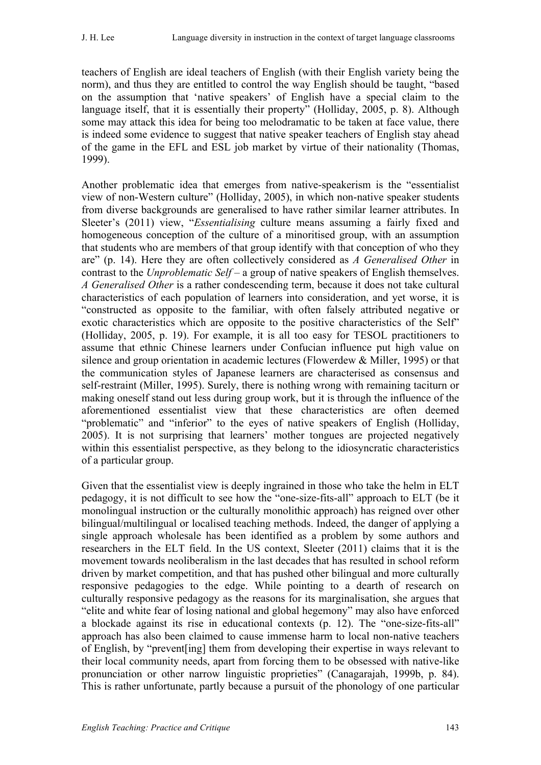teachers of English are ideal teachers of English (with their English variety being the norm), and thus they are entitled to control the way English should be taught, "based on the assumption that 'native speakers' of English have a special claim to the language itself, that it is essentially their property" (Holliday, 2005, p. 8). Although some may attack this idea for being too melodramatic to be taken at face value, there is indeed some evidence to suggest that native speaker teachers of English stay ahead of the game in the EFL and ESL job market by virtue of their nationality (Thomas, 1999).

Another problematic idea that emerges from native-speakerism is the "essentialist view of non-Western culture" (Holliday, 2005), in which non-native speaker students from diverse backgrounds are generalised to have rather similar learner attributes. In Sleeter's (2011) view, "*Essentialising* culture means assuming a fairly fixed and homogeneous conception of the culture of a minoritised group, with an assumption that students who are members of that group identify with that conception of who they are" (p. 14). Here they are often collectively considered as *A Generalised Other* in contrast to the *Unproblematic Self* – a group of native speakers of English themselves. *A Generalised Other* is a rather condescending term, because it does not take cultural characteristics of each population of learners into consideration, and yet worse, it is "constructed as opposite to the familiar, with often falsely attributed negative or exotic characteristics which are opposite to the positive characteristics of the Self" (Holliday, 2005, p. 19). For example, it is all too easy for TESOL practitioners to assume that ethnic Chinese learners under Confucian influence put high value on silence and group orientation in academic lectures (Flowerdew & Miller, 1995) or that the communication styles of Japanese learners are characterised as consensus and self-restraint (Miller, 1995). Surely, there is nothing wrong with remaining taciturn or making oneself stand out less during group work, but it is through the influence of the aforementioned essentialist view that these characteristics are often deemed "problematic" and "inferior" to the eyes of native speakers of English (Holliday, 2005). It is not surprising that learners' mother tongues are projected negatively within this essentialist perspective, as they belong to the idiosyncratic characteristics of a particular group.

Given that the essentialist view is deeply ingrained in those who take the helm in ELT pedagogy, it is not difficult to see how the "one-size-fits-all" approach to ELT (be it monolingual instruction or the culturally monolithic approach) has reigned over other bilingual/multilingual or localised teaching methods. Indeed, the danger of applying a single approach wholesale has been identified as a problem by some authors and researchers in the ELT field. In the US context, Sleeter (2011) claims that it is the movement towards neoliberalism in the last decades that has resulted in school reform driven by market competition, and that has pushed other bilingual and more culturally responsive pedagogies to the edge. While pointing to a dearth of research on culturally responsive pedagogy as the reasons for its marginalisation, she argues that "elite and white fear of losing national and global hegemony" may also have enforced a blockade against its rise in educational contexts (p. 12). The "one-size-fits-all" approach has also been claimed to cause immense harm to local non-native teachers of English, by "prevent[ing] them from developing their expertise in ways relevant to their local community needs, apart from forcing them to be obsessed with native-like pronunciation or other narrow linguistic proprieties" (Canagarajah, 1999b, p. 84). This is rather unfortunate, partly because a pursuit of the phonology of one particular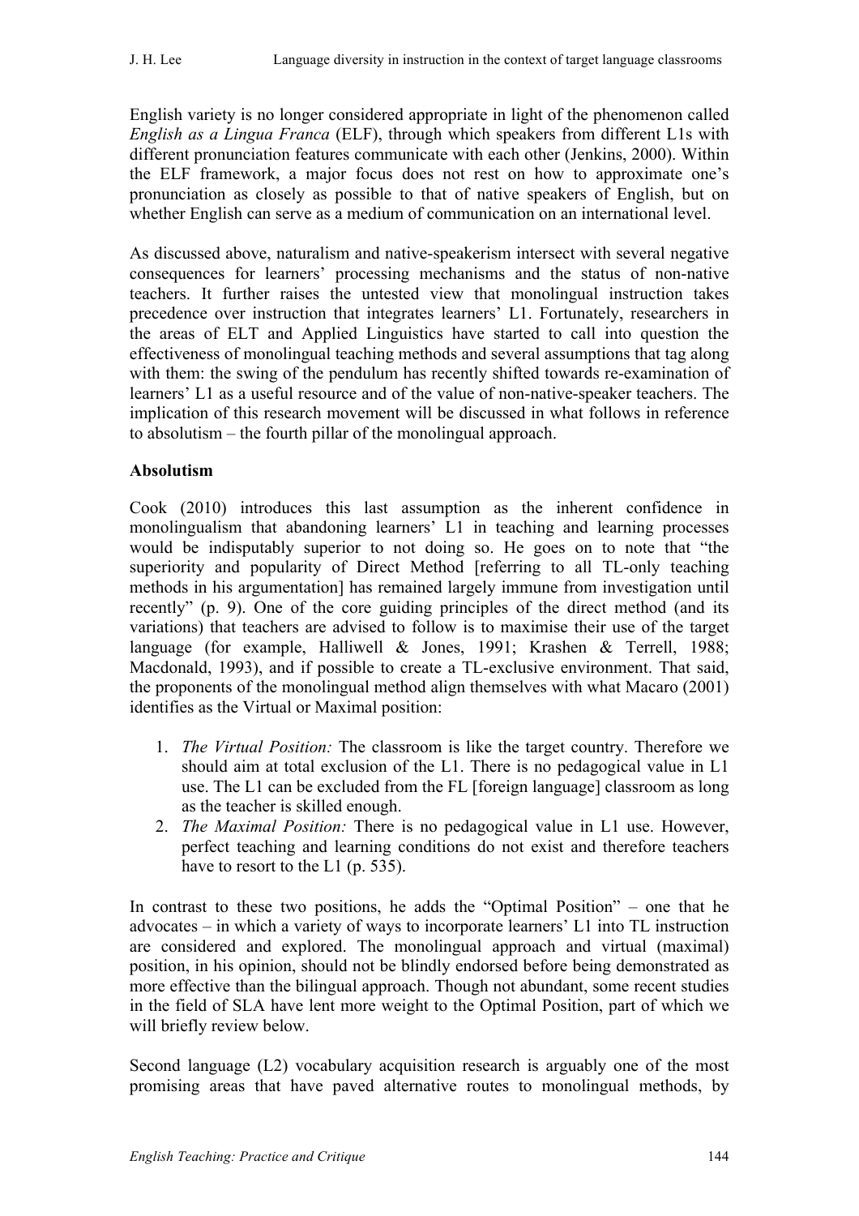English variety is no longer considered appropriate in light of the phenomenon called *English as a Lingua Franca* (ELF), through which speakers from different L1s with different pronunciation features communicate with each other (Jenkins, 2000). Within the ELF framework, a major focus does not rest on how to approximate one's pronunciation as closely as possible to that of native speakers of English, but on whether English can serve as a medium of communication on an international level.

As discussed above, naturalism and native-speakerism intersect with several negative consequences for learners' processing mechanisms and the status of non-native teachers. It further raises the untested view that monolingual instruction takes precedence over instruction that integrates learners' L1. Fortunately, researchers in the areas of ELT and Applied Linguistics have started to call into question the effectiveness of monolingual teaching methods and several assumptions that tag along with them: the swing of the pendulum has recently shifted towards re-examination of learners' L1 as a useful resource and of the value of non-native-speaker teachers. The implication of this research movement will be discussed in what follows in reference to absolutism – the fourth pillar of the monolingual approach.

**Absolutism**

Cook (2010) introduces this last assumption as the inherent confidence in monolingualism that abandoning learners' L1 in teaching and learning processes would be indisputably superior to not doing so. He goes on to note that "the superiority and popularity of Direct Method [referring to all TL-only teaching methods in his argumentation] has remained largely immune from investigation until recently" (p. 9). One of the core guiding principles of the direct method (and its variations) that teachers are advised to follow is to maximise their use of the target language (for example, Halliwell & Jones, 1991; Krashen & Terrell, 1988; Macdonald, 1993), and if possible to create a TL-exclusive environment. That said, the proponents of the monolingual method align themselves with what Macaro (2001) identifies as the Virtual or Maximal position:

1. *The Virtual Position:* The classroom is like the target country. Therefore we should aim at total exclusion of the L1. There is no pedagogical value in L1 use. The L1 can be excluded from the FL [foreign language] classroom as long as the teacher is skilled enough.
2. *The Maximal Position:* There is no pedagogical value in L1 use. However, perfect teaching and learning conditions do not exist and therefore teachers have to resort to the L1 (p. 535).

In contrast to these two positions, he adds the "Optimal Position" – one that he advocates – in which a variety of ways to incorporate learners' L1 into TL instruction are considered and explored. The monolingual approach and virtual (maximal) position, in his opinion, should not be blindly endorsed before being demonstrated as more effective than the bilingual approach. Though not abundant, some recent studies in the field of SLA have lent more weight to the Optimal Position, part of which we will briefly review below.

Second language (L2) vocabulary acquisition research is arguably one of the most promising areas that have paved alternative routes to monolingual methods, by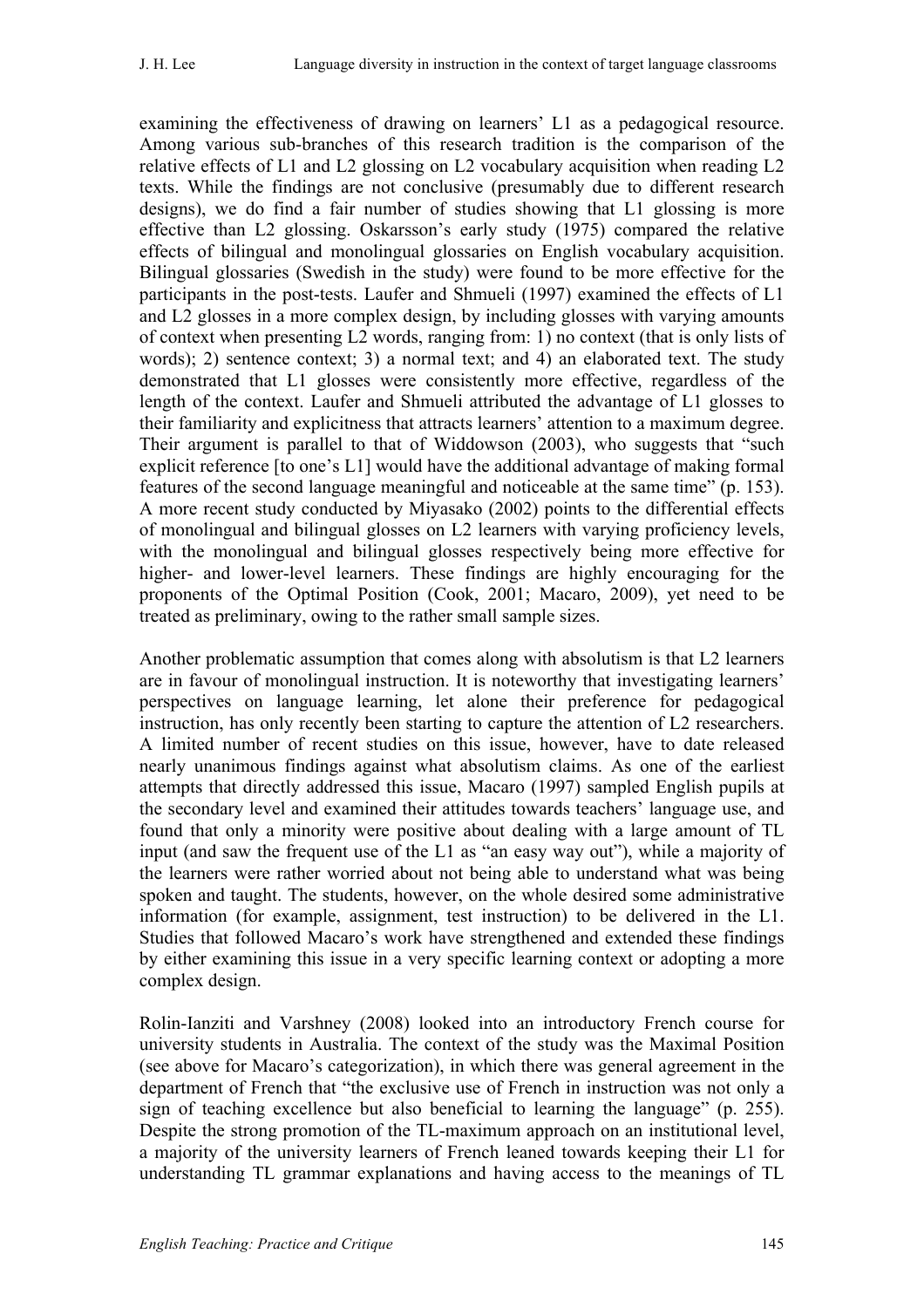examining the effectiveness of drawing on learners' L1 as a pedagogical resource. Among various sub-branches of this research tradition is the comparison of the relative effects of L1 and L2 glossing on L2 vocabulary acquisition when reading L2 texts. While the findings are not conclusive (presumably due to different research designs), we do find a fair number of studies showing that L1 glossing is more effective than L2 glossing. Oskarsson's early study (1975) compared the relative effects of bilingual and monolingual glossaries on English vocabulary acquisition. Bilingual glossaries (Swedish in the study) were found to be more effective for the participants in the post-tests. Laufer and Shmueli (1997) examined the effects of L1 and L2 glosses in a more complex design, by including glosses with varying amounts of context when presenting L2 words, ranging from: 1) no context (that is only lists of words); 2) sentence context; 3) a normal text; and 4) an elaborated text. The study demonstrated that L1 glosses were consistently more effective, regardless of the length of the context. Laufer and Shmueli attributed the advantage of L1 glosses to their familiarity and explicitness that attracts learners' attention to a maximum degree. Their argument is parallel to that of Widdowson (2003), who suggests that "such explicit reference [to one's L1] would have the additional advantage of making formal features of the second language meaningful and noticeable at the same time" (p. 153). A more recent study conducted by Miyasako (2002) points to the differential effects of monolingual and bilingual glosses on L2 learners with varying proficiency levels, with the monolingual and bilingual glosses respectively being more effective for higher- and lower-level learners. These findings are highly encouraging for the proponents of the Optimal Position (Cook, 2001; Macaro, 2009), yet need to be treated as preliminary, owing to the rather small sample sizes.

Another problematic assumption that comes along with absolutism is that L2 learners are in favour of monolingual instruction. It is noteworthy that investigating learners' perspectives on language learning, let alone their preference for pedagogical instruction, has only recently been starting to capture the attention of L2 researchers. A limited number of recent studies on this issue, however, have to date released nearly unanimous findings against what absolutism claims. As one of the earliest attempts that directly addressed this issue, Macaro (1997) sampled English pupils at the secondary level and examined their attitudes towards teachers' language use, and found that only a minority were positive about dealing with a large amount of TL input (and saw the frequent use of the L1 as "an easy way out"), while a majority of the learners were rather worried about not being able to understand what was being spoken and taught. The students, however, on the whole desired some administrative information (for example, assignment, test instruction) to be delivered in the L1. Studies that followed Macaro's work have strengthened and extended these findings by either examining this issue in a very specific learning context or adopting a more complex design.

Rolin-Ianziti and Varshney (2008) looked into an introductory French course for university students in Australia. The context of the study was the Maximal Position (see above for Macaro's categorization), in which there was general agreement in the department of French that "the exclusive use of French in instruction was not only a sign of teaching excellence but also beneficial to learning the language" (p. 255). Despite the strong promotion of the TL-maximum approach on an institutional level, a majority of the university learners of French leaned towards keeping their L1 for understanding TL grammar explanations and having access to the meanings of TL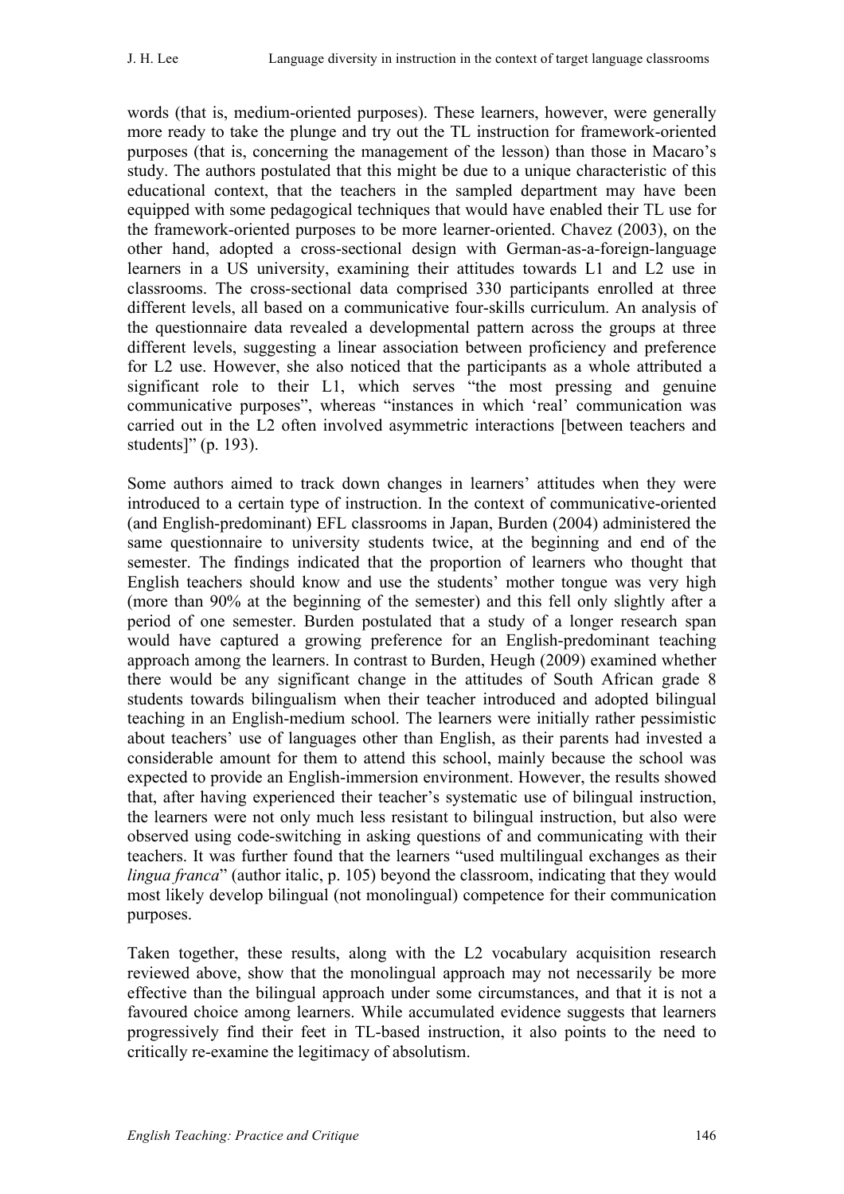words (that is, medium-oriented purposes). These learners, however, were generally more ready to take the plunge and try out the TL instruction for framework-oriented purposes (that is, concerning the management of the lesson) than those in Macaro's study. The authors postulated that this might be due to a unique characteristic of this educational context, that the teachers in the sampled department may have been equipped with some pedagogical techniques that would have enabled their TL use for the framework-oriented purposes to be more learner-oriented. Chavez (2003), on the other hand, adopted a cross-sectional design with German-as-a-foreign-language learners in a US university, examining their attitudes towards L1 and L2 use in classrooms. The cross-sectional data comprised 330 participants enrolled at three different levels, all based on a communicative four-skills curriculum. An analysis of the questionnaire data revealed a developmental pattern across the groups at three different levels, suggesting a linear association between proficiency and preference for L2 use. However, she also noticed that the participants as a whole attributed a significant role to their L1, which serves "the most pressing and genuine communicative purposes", whereas "instances in which 'real' communication was carried out in the L2 often involved asymmetric interactions [between teachers and students]" (p. 193).

Some authors aimed to track down changes in learners' attitudes when they were introduced to a certain type of instruction. In the context of communicative-oriented (and English-predominant) EFL classrooms in Japan, Burden (2004) administered the same questionnaire to university students twice, at the beginning and end of the semester. The findings indicated that the proportion of learners who thought that English teachers should know and use the students' mother tongue was very high (more than 90% at the beginning of the semester) and this fell only slightly after a period of one semester. Burden postulated that a study of a longer research span would have captured a growing preference for an English-predominant teaching approach among the learners. In contrast to Burden, Heugh (2009) examined whether there would be any significant change in the attitudes of South African grade 8 students towards bilingualism when their teacher introduced and adopted bilingual teaching in an English-medium school. The learners were initially rather pessimistic about teachers' use of languages other than English, as their parents had invested a considerable amount for them to attend this school, mainly because the school was expected to provide an English-immersion environment. However, the results showed that, after having experienced their teacher's systematic use of bilingual instruction, the learners were not only much less resistant to bilingual instruction, but also were observed using code-switching in asking questions of and communicating with their teachers. It was further found that the learners "used multilingual exchanges as their *lingua franca*" (author italic, p. 105) beyond the classroom, indicating that they would most likely develop bilingual (not monolingual) competence for their communication purposes.

Taken together, these results, along with the L2 vocabulary acquisition research reviewed above, show that the monolingual approach may not necessarily be more effective than the bilingual approach under some circumstances, and that it is not a favoured choice among learners. While accumulated evidence suggests that learners progressively find their feet in TL-based instruction, it also points to the need to critically re-examine the legitimacy of absolutism.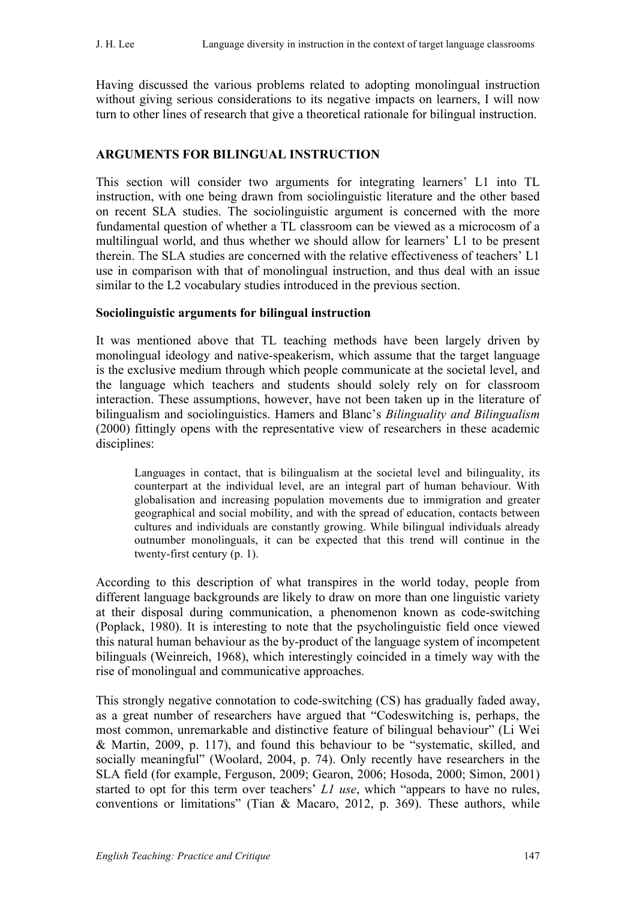Having discussed the various problems related to adopting monolingual instruction without giving serious considerations to its negative impacts on learners, I will now turn to other lines of research that give a theoretical rationale for bilingual instruction.

## ARGUMENTS FOR BILINGUAL INSTRUCTION

This section will consider two arguments for integrating learners' L1 into TL instruction, with one being drawn from sociolinguistic literature and the other based on recent SLA studies. The sociolinguistic argument is concerned with the more fundamental question of whether a TL classroom can be viewed as a microcosm of a multilingual world, and thus whether we should allow for learners' L1 to be present therein. The SLA studies are concerned with the relative effectiveness of teachers' L1 use in comparison with that of monolingual instruction, and thus deal with an issue similar to the L2 vocabulary studies introduced in the previous section.

### Sociolinguistic arguments for bilingual instruction

It was mentioned above that TL teaching methods have been largely driven by monolingual ideology and native-speakerism, which assume that the target language is the exclusive medium through which people communicate at the societal level, and the language which teachers and students should solely rely on for classroom interaction. These assumptions, however, have not been taken up in the literature of bilingualism and sociolinguistics. Hamers and Blanc's *Bilinguality and Bilingualism* (2000) fittingly opens with the representative view of researchers in these academic disciplines:

> Languages in contact, that is bilingualism at the societal level and bilinguality, its counterpart at the individual level, are an integral part of human behaviour. With globalisation and increasing population movements due to immigration and greater geographical and social mobility, and with the spread of education, contacts between cultures and individuals are constantly growing. While bilingual individuals already outnumber monolinguals, it can be expected that this trend will continue in the twenty-first century (p. 1).

According to this description of what transpires in the world today, people from different language backgrounds are likely to draw on more than one linguistic variety at their disposal during communication, a phenomenon known as code-switching (Poplack, 1980). It is interesting to note that the psycholinguistic field once viewed this natural human behaviour as the by-product of the language system of incompetent bilinguals (Weinreich, 1968), which interestingly coincided in a timely way with the rise of monolingual and communicative approaches.

This strongly negative connotation to code-switching (CS) has gradually faded away, as a great number of researchers have argued that "Codeswitching is, perhaps, the most common, unremarkable and distinctive feature of bilingual behaviour" (Li Wei & Martin, 2009, p. 117), and found this behaviour to be "systematic, skilled, and socially meaningful" (Woolard, 2004, p. 74). Only recently have researchers in the SLA field (for example, Ferguson, 2009; Gearon, 2006; Hosoda, 2000; Simon, 2001) started to opt for this term over teachers' *L1 use*, which "appears to have no rules, conventions or limitations" (Tian & Macaro, 2012, p. 369). These authors, while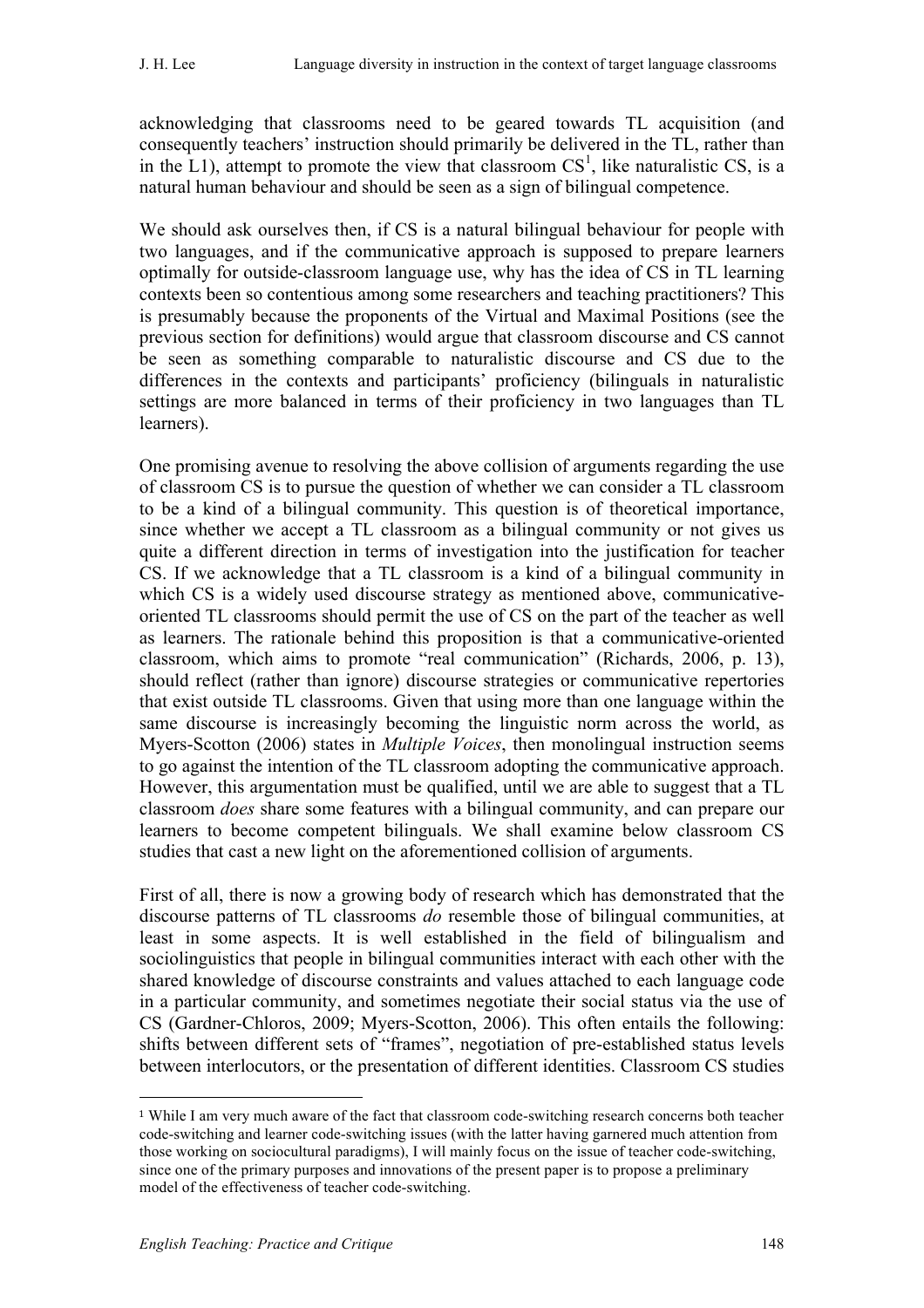acknowledging that classrooms need to be geared towards TL acquisition (and consequently teachers' instruction should primarily be delivered in the TL, rather than in the L1), attempt to promote the view that classroom CS[1], like naturalistic CS, is a natural human behaviour and should be seen as a sign of bilingual competence.

We should ask ourselves then, if CS is a natural bilingual behaviour for people with two languages, and if the communicative approach is supposed to prepare learners optimally for outside-classroom language use, why has the idea of CS in TL learning contexts been so contentious among some researchers and teaching practitioners? This is presumably because the proponents of the Virtual and Maximal Positions (see the previous section for definitions) would argue that classroom discourse and CS cannot be seen as something comparable to naturalistic discourse and CS due to the differences in the contexts and participants' proficiency (bilinguals in naturalistic settings are more balanced in terms of their proficiency in two languages than TL learners).

One promising avenue to resolving the above collision of arguments regarding the use of classroom CS is to pursue the question of whether we can consider a TL classroom to be a kind of a bilingual community. This question is of theoretical importance, since whether we accept a TL classroom as a bilingual community or not gives us quite a different direction in terms of investigation into the justification for teacher CS. If we acknowledge that a TL classroom is a kind of a bilingual community in which CS is a widely used discourse strategy as mentioned above, communicative-oriented TL classrooms should permit the use of CS on the part of the teacher as well as learners. The rationale behind this proposition is that a communicative-oriented classroom, which aims to promote "real communication" (Richards, 2006, p. 13), should reflect (rather than ignore) discourse strategies or communicative repertories that exist outside TL classrooms. Given that using more than one language within the same discourse is increasingly becoming the linguistic norm across the world, as Myers-Scotton (2006) states in *Multiple Voices*, then monolingual instruction seems to go against the intention of the TL classroom adopting the communicative approach. However, this argumentation must be qualified, until we are able to suggest that a TL classroom *does* share some features with a bilingual community, and can prepare our learners to become competent bilinguals. We shall examine below classroom CS studies that cast a new light on the aforementioned collision of arguments.

First of all, there is now a growing body of research which has demonstrated that the discourse patterns of TL classrooms *do* resemble those of bilingual communities, at least in some aspects. It is well established in the field of bilingualism and sociolinguistics that people in bilingual communities interact with each other with the shared knowledge of discourse constraints and values attached to each language code in a particular community, and sometimes negotiate their social status via the use of CS (Gardner-Chloros, 2009; Myers-Scotton, 2006). This often entails the following: shifts between different sets of "frames", negotiation of pre-established status levels between interlocutors, or the presentation of different identities. Classroom CS studies

[1] While I am very much aware of the fact that classroom code-switching research concerns both teacher code-switching and learner code-switching issues (with the latter having garnered much attention from those working on sociocultural paradigms), I will mainly focus on the issue of teacher code-switching, since one of the primary purposes and innovations of the present paper is to propose a preliminary model of the effectiveness of teacher code-switching.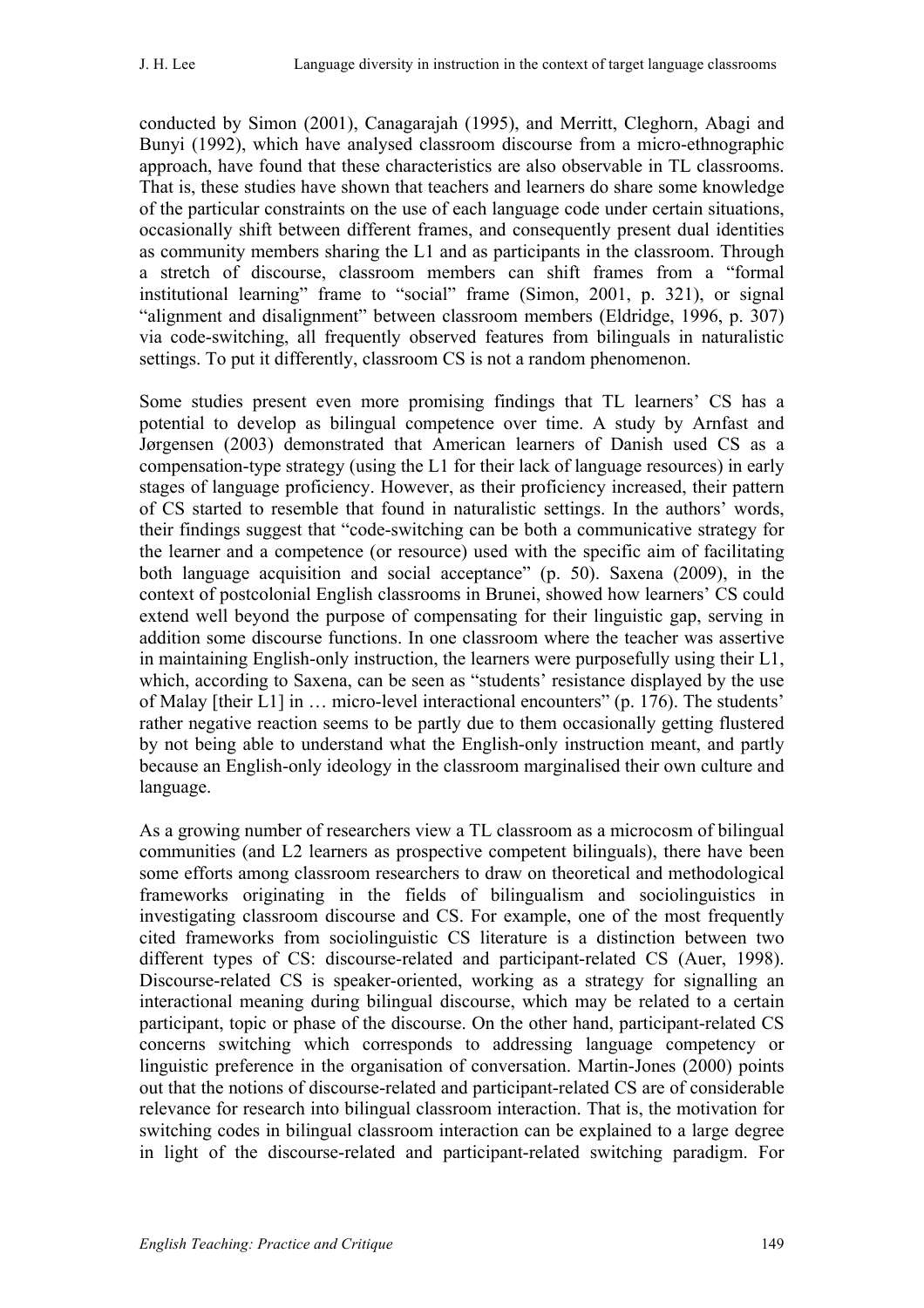conducted by Simon (2001), Canagarajah (1995), and Merritt, Cleghorn, Abagi and Bunyi (1992), which have analysed classroom discourse from a micro-ethnographic approach, have found that these characteristics are also observable in TL classrooms. That is, these studies have shown that teachers and learners do share some knowledge of the particular constraints on the use of each language code under certain situations, occasionally shift between different frames, and consequently present dual identities as community members sharing the L1 and as participants in the classroom. Through a stretch of discourse, classroom members can shift frames from a "formal institutional learning" frame to "social" frame (Simon, 2001, p. 321), or signal "alignment and disalignment" between classroom members (Eldridge, 1996, p. 307) via code-switching, all frequently observed features from bilinguals in naturalistic settings. To put it differently, classroom CS is not a random phenomenon.

Some studies present even more promising findings that TL learners' CS has a potential to develop as bilingual competence over time. A study by Arnfast and Jørgensen (2003) demonstrated that American learners of Danish used CS as a compensation-type strategy (using the L1 for their lack of language resources) in early stages of language proficiency. However, as their proficiency increased, their pattern of CS started to resemble that found in naturalistic settings. In the authors' words, their findings suggest that "code-switching can be both a communicative strategy for the learner and a competence (or resource) used with the specific aim of facilitating both language acquisition and social acceptance" (p. 50). Saxena (2009), in the context of postcolonial English classrooms in Brunei, showed how learners' CS could extend well beyond the purpose of compensating for their linguistic gap, serving in addition some discourse functions. In one classroom where the teacher was assertive in maintaining English-only instruction, the learners were purposefully using their L1, which, according to Saxena, can be seen as "students' resistance displayed by the use of Malay [their L1] in … micro-level interactional encounters" (p. 176). The students' rather negative reaction seems to be partly due to them occasionally getting flustered by not being able to understand what the English-only instruction meant, and partly because an English-only ideology in the classroom marginalised their own culture and language.

As a growing number of researchers view a TL classroom as a microcosm of bilingual communities (and L2 learners as prospective competent bilinguals), there have been some efforts among classroom researchers to draw on theoretical and methodological frameworks originating in the fields of bilingualism and sociolinguistics in investigating classroom discourse and CS. For example, one of the most frequently cited frameworks from sociolinguistic CS literature is a distinction between two different types of CS: discourse-related and participant-related CS (Auer, 1998). Discourse-related CS is speaker-oriented, working as a strategy for signalling an interactional meaning during bilingual discourse, which may be related to a certain participant, topic or phase of the discourse. On the other hand, participant-related CS concerns switching which corresponds to addressing language competency or linguistic preference in the organisation of conversation. Martin-Jones (2000) points out that the notions of discourse-related and participant-related CS are of considerable relevance for research into bilingual classroom interaction. That is, the motivation for switching codes in bilingual classroom interaction can be explained to a large degree in light of the discourse-related and participant-related switching paradigm. For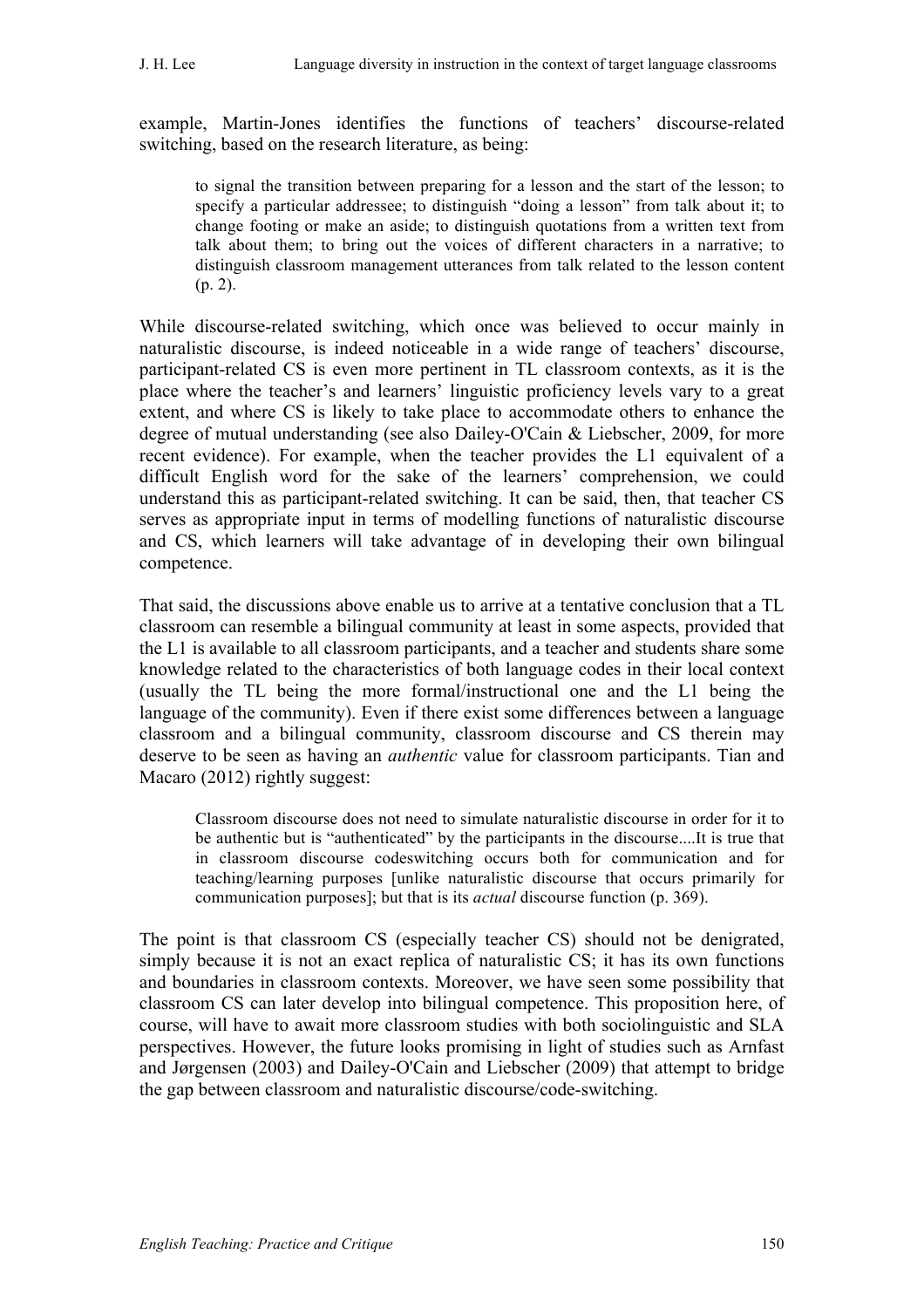example, Martin-Jones identifies the functions of teachers' discourse-related switching, based on the research literature, as being:

> to signal the transition between preparing for a lesson and the start of the lesson; to specify a particular addressee; to distinguish "doing a lesson" from talk about it; to change footing or make an aside; to distinguish quotations from a written text from talk about them; to bring out the voices of different characters in a narrative; to distinguish classroom management utterances from talk related to the lesson content (p. 2).

While discourse-related switching, which once was believed to occur mainly in naturalistic discourse, is indeed noticeable in a wide range of teachers' discourse, participant-related CS is even more pertinent in TL classroom contexts, as it is the place where the teacher's and learners' linguistic proficiency levels vary to a great extent, and where CS is likely to take place to accommodate others to enhance the degree of mutual understanding (see also Dailey-O'Cain & Liebscher, 2009, for more recent evidence). For example, when the teacher provides the L1 equivalent of a difficult English word for the sake of the learners' comprehension, we could understand this as participant-related switching. It can be said, then, that teacher CS serves as appropriate input in terms of modelling functions of naturalistic discourse and CS, which learners will take advantage of in developing their own bilingual competence.

That said, the discussions above enable us to arrive at a tentative conclusion that a TL classroom can resemble a bilingual community at least in some aspects, provided that the L1 is available to all classroom participants, and a teacher and students share some knowledge related to the characteristics of both language codes in their local context (usually the TL being the more formal/instructional one and the L1 being the language of the community). Even if there exist some differences between a language classroom and a bilingual community, classroom discourse and CS therein may deserve to be seen as having an *authentic* value for classroom participants. Tian and Macaro (2012) rightly suggest:

> Classroom discourse does not need to simulate naturalistic discourse in order for it to be authentic but is "authenticated" by the participants in the discourse....It is true that in classroom discourse codeswitching occurs both for communication and for teaching/learning purposes [unlike naturalistic discourse that occurs primarily for communication purposes]; but that is its *actual* discourse function (p. 369).

The point is that classroom CS (especially teacher CS) should not be denigrated, simply because it is not an exact replica of naturalistic CS; it has its own functions and boundaries in classroom contexts. Moreover, we have seen some possibility that classroom CS can later develop into bilingual competence. This proposition here, of course, will have to await more classroom studies with both sociolinguistic and SLA perspectives. However, the future looks promising in light of studies such as Arnfast and Jørgensen (2003) and Dailey-O'Cain and Liebscher (2009) that attempt to bridge the gap between classroom and naturalistic discourse/code-switching.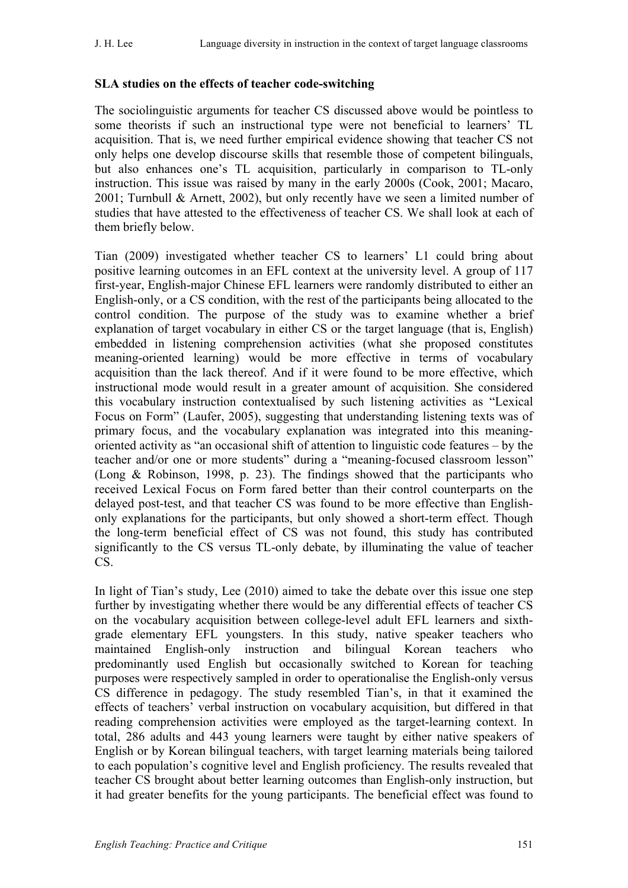**SLA studies on the effects of teacher code-switching**

The sociolinguistic arguments for teacher CS discussed above would be pointless to some theorists if such an instructional type were not beneficial to learners' TL acquisition. That is, we need further empirical evidence showing that teacher CS not only helps one develop discourse skills that resemble those of competent bilinguals, but also enhances one's TL acquisition, particularly in comparison to TL-only instruction. This issue was raised by many in the early 2000s (Cook, 2001; Macaro, 2001; Turnbull & Arnett, 2002), but only recently have we seen a limited number of studies that have attested to the effectiveness of teacher CS. We shall look at each of them briefly below.

Tian (2009) investigated whether teacher CS to learners' L1 could bring about positive learning outcomes in an EFL context at the university level. A group of 117 first-year, English-major Chinese EFL learners were randomly distributed to either an English-only, or a CS condition, with the rest of the participants being allocated to the control condition. The purpose of the study was to examine whether a brief explanation of target vocabulary in either CS or the target language (that is, English) embedded in listening comprehension activities (what she proposed constitutes meaning-oriented learning) would be more effective in terms of vocabulary acquisition than the lack thereof. And if it were found to be more effective, which instructional mode would result in a greater amount of acquisition. She considered this vocabulary instruction contextualised by such listening activities as "Lexical Focus on Form" (Laufer, 2005), suggesting that understanding listening texts was of primary focus, and the vocabulary explanation was integrated into this meaning-oriented activity as "an occasional shift of attention to linguistic code features – by the teacher and/or one or more students" during a "meaning-focused classroom lesson" (Long & Robinson, 1998, p. 23). The findings showed that the participants who received Lexical Focus on Form fared better than their control counterparts on the delayed post-test, and that teacher CS was found to be more effective than English-only explanations for the participants, but only showed a short-term effect. Though the long-term beneficial effect of CS was not found, this study has contributed significantly to the CS versus TL-only debate, by illuminating the value of teacher CS.

In light of Tian's study, Lee (2010) aimed to take the debate over this issue one step further by investigating whether there would be any differential effects of teacher CS on the vocabulary acquisition between college-level adult EFL learners and sixth-grade elementary EFL youngsters. In this study, native speaker teachers who maintained English-only instruction and bilingual Korean teachers who predominantly used English but occasionally switched to Korean for teaching purposes were respectively sampled in order to operationalise the English-only versus CS difference in pedagogy. The study resembled Tian's, in that it examined the effects of teachers' verbal instruction on vocabulary acquisition, but differed in that reading comprehension activities were employed as the target-learning context. In total, 286 adults and 443 young learners were taught by either native speakers of English or by Korean bilingual teachers, with target learning materials being tailored to each population's cognitive level and English proficiency. The results revealed that teacher CS brought about better learning outcomes than English-only instruction, but it had greater benefits for the young participants. The beneficial effect was found to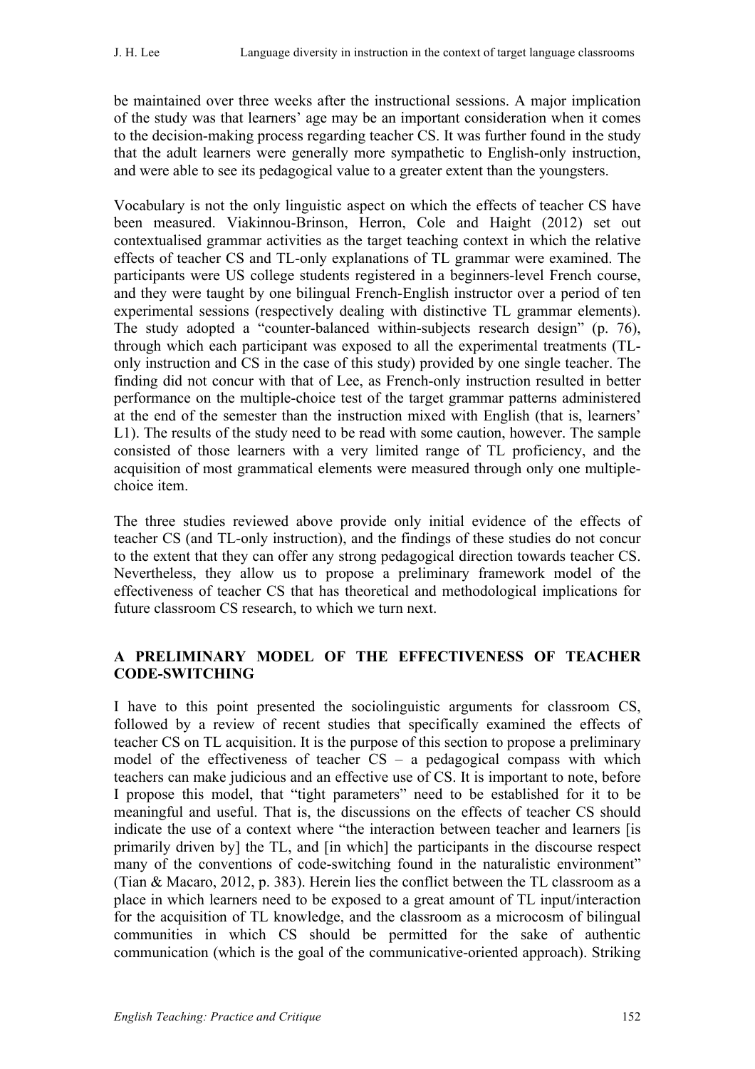be maintained over three weeks after the instructional sessions. A major implication of the study was that learners' age may be an important consideration when it comes to the decision-making process regarding teacher CS. It was further found in the study that the adult learners were generally more sympathetic to English-only instruction, and were able to see its pedagogical value to a greater extent than the youngsters.

Vocabulary is not the only linguistic aspect on which the effects of teacher CS have been measured. Viakinnou-Brinson, Herron, Cole and Haight (2012) set out contextualised grammar activities as the target teaching context in which the relative effects of teacher CS and TL-only explanations of TL grammar were examined. The participants were US college students registered in a beginners-level French course, and they were taught by one bilingual French-English instructor over a period of ten experimental sessions (respectively dealing with distinctive TL grammar elements). The study adopted a "counter-balanced within-subjects research design" (p. 76), through which each participant was exposed to all the experimental treatments (TL-only instruction and CS in the case of this study) provided by one single teacher. The finding did not concur with that of Lee, as French-only instruction resulted in better performance on the multiple-choice test of the target grammar patterns administered at the end of the semester than the instruction mixed with English (that is, learners' L1). The results of the study need to be read with some caution, however. The sample consisted of those learners with a very limited range of TL proficiency, and the acquisition of most grammatical elements were measured through only one multiple-choice item.

The three studies reviewed above provide only initial evidence of the effects of teacher CS (and TL-only instruction), and the findings of these studies do not concur to the extent that they can offer any strong pedagogical direction towards teacher CS. Nevertheless, they allow us to propose a preliminary framework model of the effectiveness of teacher CS that has theoretical and methodological implications for future classroom CS research, to which we turn next.

## A PRELIMINARY MODEL OF THE EFFECTIVENESS OF TEACHER CODE-SWITCHING

I have to this point presented the sociolinguistic arguments for classroom CS, followed by a review of recent studies that specifically examined the effects of teacher CS on TL acquisition. It is the purpose of this section to propose a preliminary model of the effectiveness of teacher CS – a pedagogical compass with which teachers can make judicious and an effective use of CS. It is important to note, before I propose this model, that "tight parameters" need to be established for it to be meaningful and useful. That is, the discussions on the effects of teacher CS should indicate the use of a context where "the interaction between teacher and learners [is primarily driven by] the TL, and [in which] the participants in the discourse respect many of the conventions of code-switching found in the naturalistic environment" (Tian & Macaro, 2012, p. 383). Herein lies the conflict between the TL classroom as a place in which learners need to be exposed to a great amount of TL input/interaction for the acquisition of TL knowledge, and the classroom as a microcosm of bilingual communities in which CS should be permitted for the sake of authentic communication (which is the goal of the communicative-oriented approach). Striking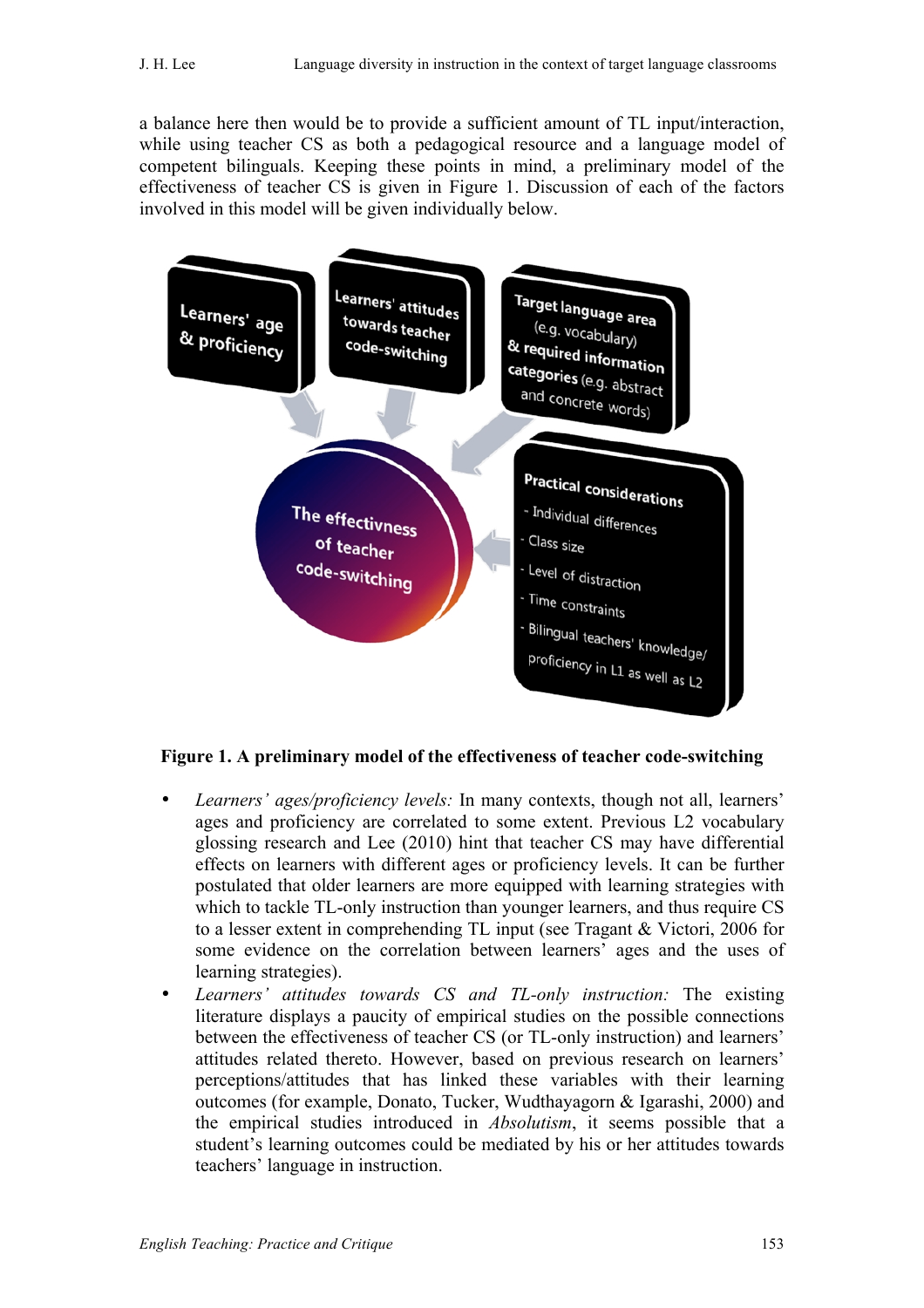a balance here then would be to provide a sufficient amount of TL input/interaction, while using teacher CS as both a pedagogical resource and a language model of competent bilinguals. Keeping these points in mind, a preliminary model of the effectiveness of teacher CS is given in Figure 1. Discussion of each of the factors involved in this model will be given individually below.

Learners' age & proficiency

Learners' attitudes towards teacher code-switching

Target language area (e.g. vocabulary) & required information categories (e.g. abstract and concrete words)

Practical considerations
- Individual differences
- Class size
- Level of distraction
- Time constraints
- Bilingual teachers' knowledge/ proficiency in L1 as well as L2

The effectivness of teacher code-switching

**Figure 1. A preliminary model of the effectiveness of teacher code-switching**

- *Learners' ages/proficiency levels:* In many contexts, though not all, learners' ages and proficiency are correlated to some extent. Previous L2 vocabulary glossing research and Lee (2010) hint that teacher CS may have differential effects on learners with different ages or proficiency levels. It can be further postulated that older learners are more equipped with learning strategies with which to tackle TL-only instruction than younger learners, and thus require CS to a lesser extent in comprehending TL input (see Tragant & Victori, 2006 for some evidence on the correlation between learners' ages and the uses of learning strategies).
- *Learners' attitudes towards CS and TL-only instruction:* The existing literature displays a paucity of empirical studies on the possible connections between the effectiveness of teacher CS (or TL-only instruction) and learners' attitudes related thereto. However, based on previous research on learners' perceptions/attitudes that has linked these variables with their learning outcomes (for example, Donato, Tucker, Wudthayagorn & Igarashi, 2000) and the empirical studies introduced in *Absolutism*, it seems possible that a student's learning outcomes could be mediated by his or her attitudes towards teachers' language in instruction.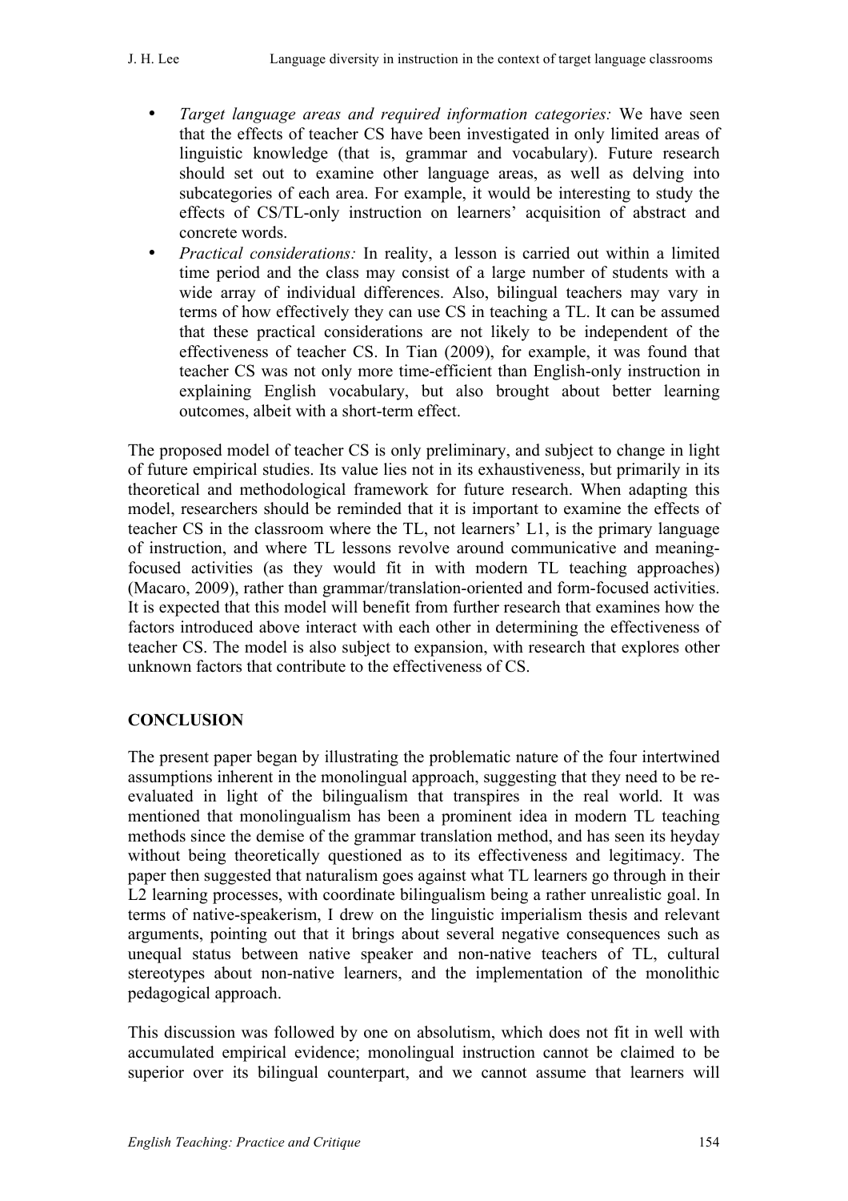- *Target language areas and required information categories:* We have seen that the effects of teacher CS have been investigated in only limited areas of linguistic knowledge (that is, grammar and vocabulary). Future research should set out to examine other language areas, as well as delving into subcategories of each area. For example, it would be interesting to study the effects of CS/TL-only instruction on learners' acquisition of abstract and concrete words.
- *Practical considerations:* In reality, a lesson is carried out within a limited time period and the class may consist of a large number of students with a wide array of individual differences. Also, bilingual teachers may vary in terms of how effectively they can use CS in teaching a TL. It can be assumed that these practical considerations are not likely to be independent of the effectiveness of teacher CS. In Tian (2009), for example, it was found that teacher CS was not only more time-efficient than English-only instruction in explaining English vocabulary, but also brought about better learning outcomes, albeit with a short-term effect.

The proposed model of teacher CS is only preliminary, and subject to change in light of future empirical studies. Its value lies not in its exhaustiveness, but primarily in its theoretical and methodological framework for future research. When adapting this model, researchers should be reminded that it is important to examine the effects of teacher CS in the classroom where the TL, not learners' L1, is the primary language of instruction, and where TL lessons revolve around communicative and meaning-focused activities (as they would fit in with modern TL teaching approaches) (Macaro, 2009), rather than grammar/translation-oriented and form-focused activities. It is expected that this model will benefit from further research that examines how the factors introduced above interact with each other in determining the effectiveness of teacher CS. The model is also subject to expansion, with research that explores other unknown factors that contribute to the effectiveness of CS.

## CONCLUSION

The present paper began by illustrating the problematic nature of the four intertwined assumptions inherent in the monolingual approach, suggesting that they need to be re-evaluated in light of the bilingualism that transpires in the real world. It was mentioned that monolingualism has been a prominent idea in modern TL teaching methods since the demise of the grammar translation method, and has seen its heyday without being theoretically questioned as to its effectiveness and legitimacy. The paper then suggested that naturalism goes against what TL learners go through in their L2 learning processes, with coordinate bilingualism being a rather unrealistic goal. In terms of native-speakerism, I drew on the linguistic imperialism thesis and relevant arguments, pointing out that it brings about several negative consequences such as unequal status between native speaker and non-native teachers of TL, cultural stereotypes about non-native learners, and the implementation of the monolithic pedagogical approach.

This discussion was followed by one on absolutism, which does not fit in well with accumulated empirical evidence; monolingual instruction cannot be claimed to be superior over its bilingual counterpart, and we cannot assume that learners will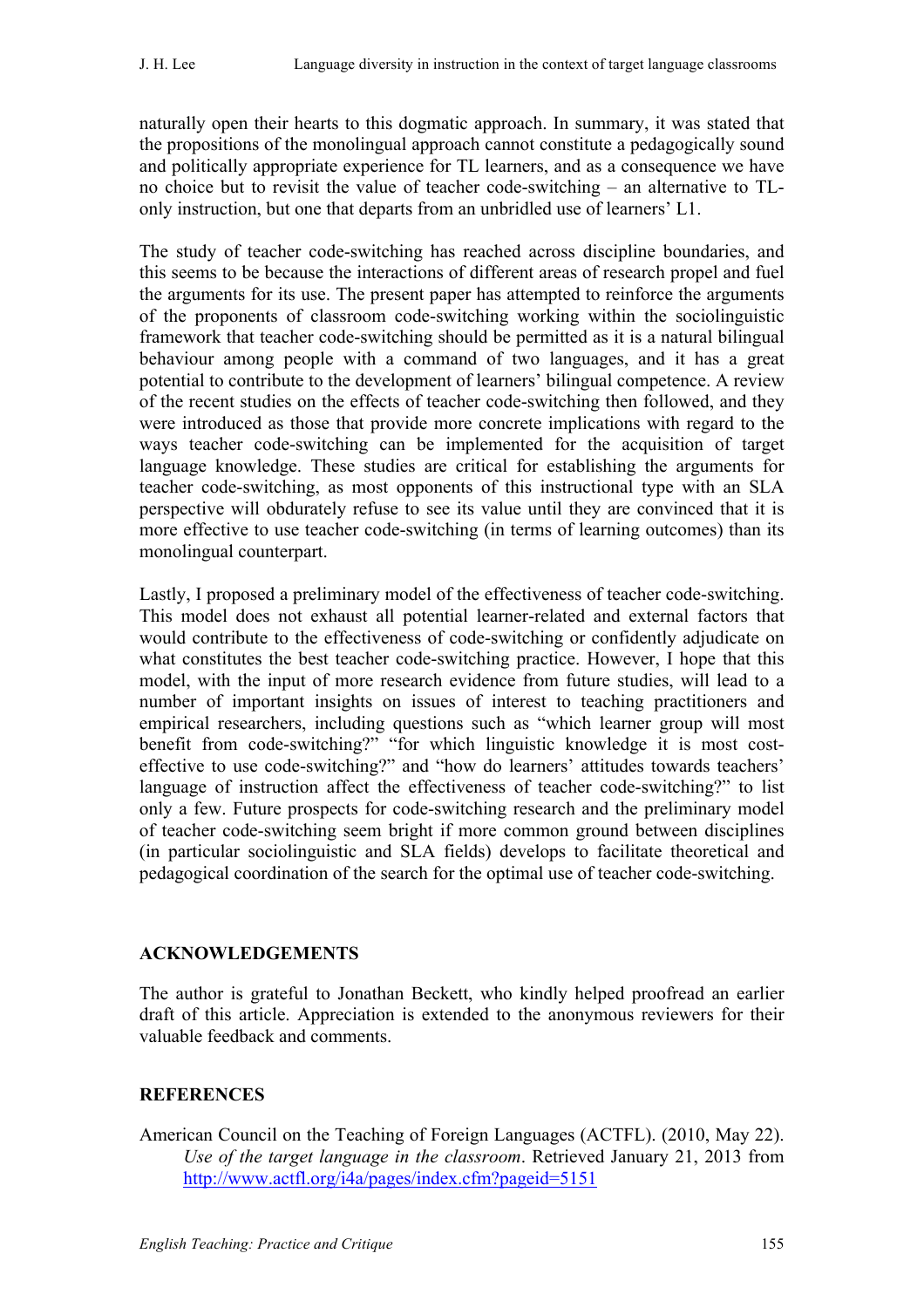naturally open their hearts to this dogmatic approach. In summary, it was stated that the propositions of the monolingual approach cannot constitute a pedagogically sound and politically appropriate experience for TL learners, and as a consequence we have no choice but to revisit the value of teacher code-switching – an alternative to TL-only instruction, but one that departs from an unbridled use of learners' L1.

The study of teacher code-switching has reached across discipline boundaries, and this seems to be because the interactions of different areas of research propel and fuel the arguments for its use. The present paper has attempted to reinforce the arguments of the proponents of classroom code-switching working within the sociolinguistic framework that teacher code-switching should be permitted as it is a natural bilingual behaviour among people with a command of two languages, and it has a great potential to contribute to the development of learners' bilingual competence. A review of the recent studies on the effects of teacher code-switching then followed, and they were introduced as those that provide more concrete implications with regard to the ways teacher code-switching can be implemented for the acquisition of target language knowledge. These studies are critical for establishing the arguments for teacher code-switching, as most opponents of this instructional type with an SLA perspective will obdurately refuse to see its value until they are convinced that it is more effective to use teacher code-switching (in terms of learning outcomes) than its monolingual counterpart.

Lastly, I proposed a preliminary model of the effectiveness of teacher code-switching. This model does not exhaust all potential learner-related and external factors that would contribute to the effectiveness of code-switching or confidently adjudicate on what constitutes the best teacher code-switching practice. However, I hope that this model, with the input of more research evidence from future studies, will lead to a number of important insights on issues of interest to teaching practitioners and empirical researchers, including questions such as "which learner group will most benefit from code-switching?" "for which linguistic knowledge it is most cost-effective to use code-switching?" and "how do learners' attitudes towards teachers' language of instruction affect the effectiveness of teacher code-switching?" to list only a few. Future prospects for code-switching research and the preliminary model of teacher code-switching seem bright if more common ground between disciplines (in particular sociolinguistic and SLA fields) develops to facilitate theoretical and pedagogical coordination of the search for the optimal use of teacher code-switching.

## ACKNOWLEDGEMENTS

The author is grateful to Jonathan Beckett, who kindly helped proofread an earlier draft of this article. Appreciation is extended to the anonymous reviewers for their valuable feedback and comments.

## REFERENCES

American Council on the Teaching of Foreign Languages (ACTFL). (2010, May 22). *Use of the target language in the classroom*. Retrieved January 21, 2013 from http://www.actfl.org/i4a/pages/index.cfm?pageid=5151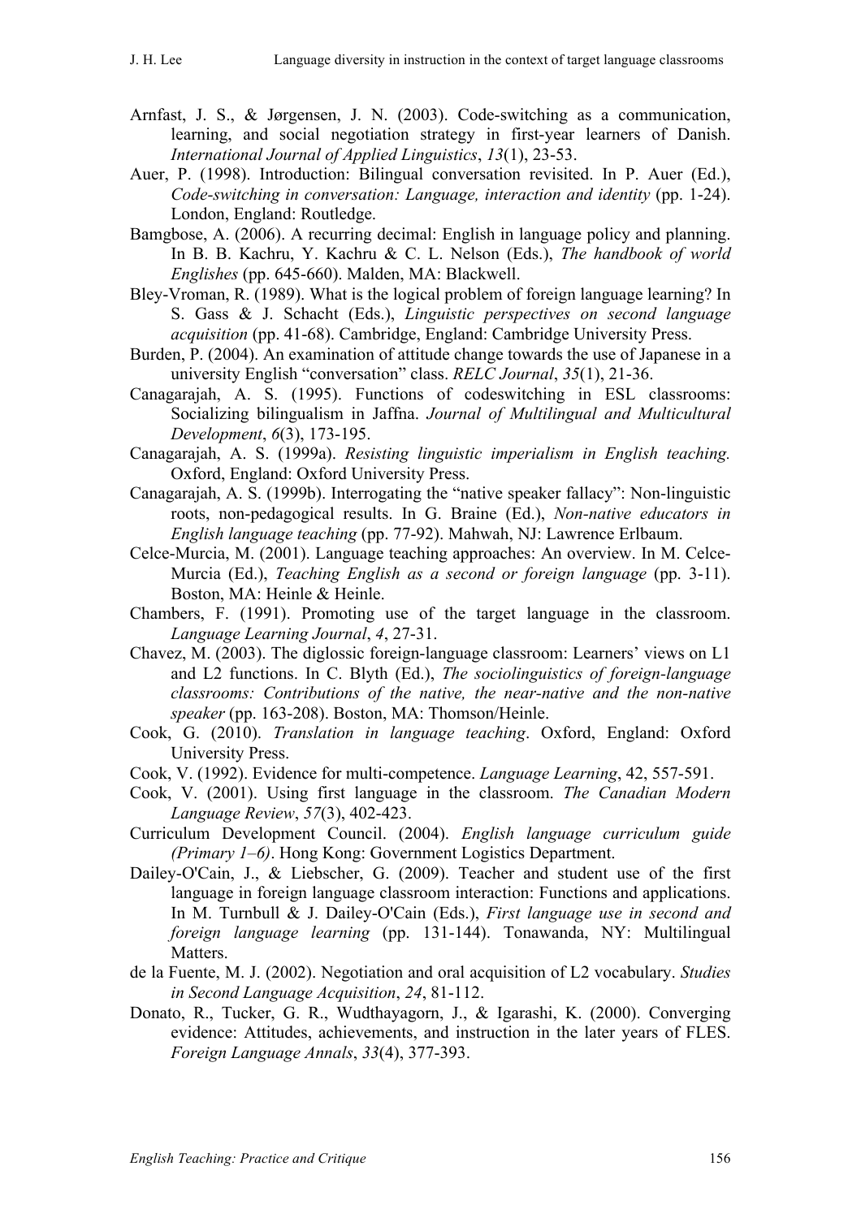Arnfast, J. S., & Jørgensen, J. N. (2003). Code-switching as a communication, learning, and social negotiation strategy in first-year learners of Danish. *International Journal of Applied Linguistics*, *13*(1), 23-53.

Auer, P. (1998). Introduction: Bilingual conversation revisited. In P. Auer (Ed.), *Code-switching in conversation: Language, interaction and identity* (pp. 1-24). London, England: Routledge.

Bamgbose, A. (2006). A recurring decimal: English in language policy and planning. In B. B. Kachru, Y. Kachru & C. L. Nelson (Eds.), *The handbook of world Englishes* (pp. 645-660). Malden, MA: Blackwell.

Bley-Vroman, R. (1989). What is the logical problem of foreign language learning? In S. Gass & J. Schacht (Eds.), *Linguistic perspectives on second language acquisition* (pp. 41-68). Cambridge, England: Cambridge University Press.

Burden, P. (2004). An examination of attitude change towards the use of Japanese in a university English "conversation" class. *RELC Journal*, *35*(1), 21-36.

Canagarajah, A. S. (1995). Functions of codeswitching in ESL classrooms: Socializing bilingualism in Jaffna. *Journal of Multilingual and Multicultural Development*, *6*(3), 173-195.

Canagarajah, A. S. (1999a). *Resisting linguistic imperialism in English teaching.* Oxford, England: Oxford University Press.

Canagarajah, A. S. (1999b). Interrogating the "native speaker fallacy": Non-linguistic roots, non-pedagogical results. In G. Braine (Ed.), *Non-native educators in English language teaching* (pp. 77-92). Mahwah, NJ: Lawrence Erlbaum.

Celce-Murcia, M. (2001). Language teaching approaches: An overview. In M. Celce-Murcia (Ed.), *Teaching English as a second or foreign language* (pp. 3-11). Boston, MA: Heinle & Heinle.

Chambers, F. (1991). Promoting use of the target language in the classroom. *Language Learning Journal*, *4*, 27-31.

Chavez, M. (2003). The diglossic foreign-language classroom: Learners' views on L1 and L2 functions. In C. Blyth (Ed.), *The sociolinguistics of foreign-language classrooms: Contributions of the native, the near-native and the non-native speaker* (pp. 163-208). Boston, MA: Thomson/Heinle.

Cook, G. (2010). *Translation in language teaching*. Oxford, England: Oxford University Press.

Cook, V. (1992). Evidence for multi-competence. *Language Learning*, 42, 557-591.

Cook, V. (2001). Using first language in the classroom. *The Canadian Modern Language Review*, *57*(3), 402-423.

Curriculum Development Council. (2004). *English language curriculum guide (Primary 1–6)*. Hong Kong: Government Logistics Department.

Dailey-O'Cain, J., & Liebscher, G. (2009). Teacher and student use of the first language in foreign language classroom interaction: Functions and applications. In M. Turnbull & J. Dailey-O'Cain (Eds.), *First language use in second and foreign language learning* (pp. 131-144). Tonawanda, NY: Multilingual Matters.

de la Fuente, M. J. (2002). Negotiation and oral acquisition of L2 vocabulary. *Studies in Second Language Acquisition*, *24*, 81-112.

Donato, R., Tucker, G. R., Wudthayagorn, J., & Igarashi, K. (2000). Converging evidence: Attitudes, achievements, and instruction in the later years of FLES. *Foreign Language Annals*, *33*(4), 377-393.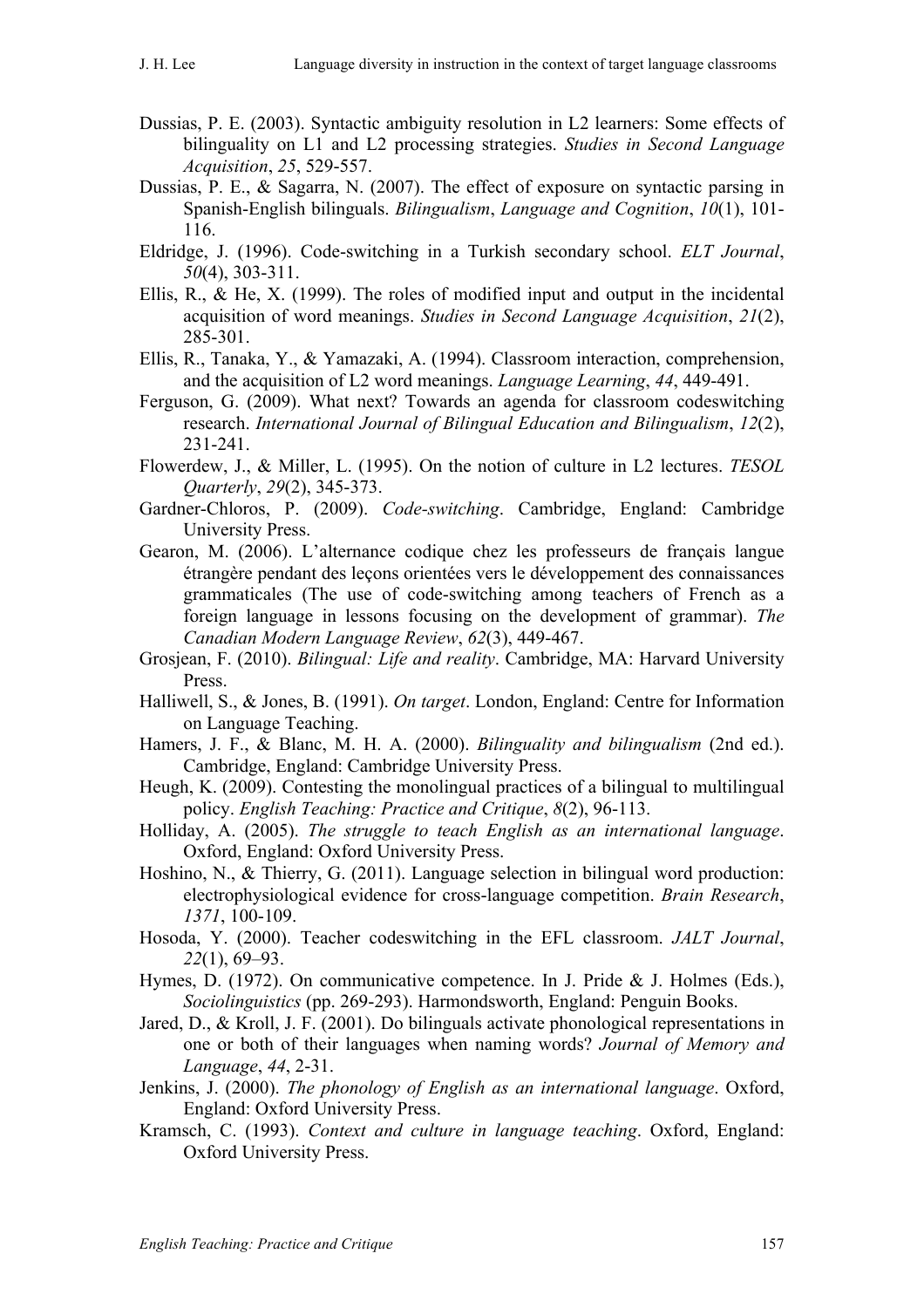Dussias, P. E. (2003). Syntactic ambiguity resolution in L2 learners: Some effects of bilinguality on L1 and L2 processing strategies. *Studies in Second Language Acquisition*, *25*, 529-557.

Dussias, P. E., & Sagarra, N. (2007). The effect of exposure on syntactic parsing in Spanish-English bilinguals. *Bilingualism*, *Language and Cognition*, *10*(1), 101-116.

Eldridge, J. (1996). Code-switching in a Turkish secondary school. *ELT Journal*, *50*(4), 303-311.

Ellis, R., & He, X. (1999). The roles of modified input and output in the incidental acquisition of word meanings. *Studies in Second Language Acquisition*, *21*(2), 285-301.

Ellis, R., Tanaka, Y., & Yamazaki, A. (1994). Classroom interaction, comprehension, and the acquisition of L2 word meanings. *Language Learning*, *44*, 449-491.

Ferguson, G. (2009). What next? Towards an agenda for classroom codeswitching research. *International Journal of Bilingual Education and Bilingualism*, *12*(2), 231-241.

Flowerdew, J., & Miller, L. (1995). On the notion of culture in L2 lectures. *TESOL Quarterly*, *29*(2), 345-373.

Gardner-Chloros, P. (2009). *Code-switching*. Cambridge, England: Cambridge University Press.

Gearon, M. (2006). L'alternance codique chez les professeurs de français langue étrangère pendant des leçons orientées vers le développement des connaissances grammaticales (The use of code-switching among teachers of French as a foreign language in lessons focusing on the development of grammar). *The Canadian Modern Language Review*, *62*(3), 449-467.

Grosjean, F. (2010). *Bilingual: Life and reality*. Cambridge, MA: Harvard University Press.

Halliwell, S., & Jones, B. (1991). *On target*. London, England: Centre for Information on Language Teaching.

Hamers, J. F., & Blanc, M. H. A. (2000). *Bilinguality and bilingualism* (2nd ed.). Cambridge, England: Cambridge University Press.

Heugh, K. (2009). Contesting the monolingual practices of a bilingual to multilingual policy. *English Teaching: Practice and Critique*, *8*(2), 96-113.

Holliday, A. (2005). *The struggle to teach English as an international language*. Oxford, England: Oxford University Press.

Hoshino, N., & Thierry, G. (2011). Language selection in bilingual word production: electrophysiological evidence for cross-language competition. *Brain Research*, *1371*, 100-109.

Hosoda, Y. (2000). Teacher codeswitching in the EFL classroom. *JALT Journal*, *22*(1), 69–93.

Hymes, D. (1972). On communicative competence. In J. Pride & J. Holmes (Eds.), *Sociolinguistics* (pp. 269-293). Harmondsworth, England: Penguin Books.

Jared, D., & Kroll, J. F. (2001). Do bilinguals activate phonological representations in one or both of their languages when naming words? *Journal of Memory and Language*, *44*, 2-31.

Jenkins, J. (2000). *The phonology of English as an international language*. Oxford, England: Oxford University Press.

Kramsch, C. (1993). *Context and culture in language teaching*. Oxford, England: Oxford University Press.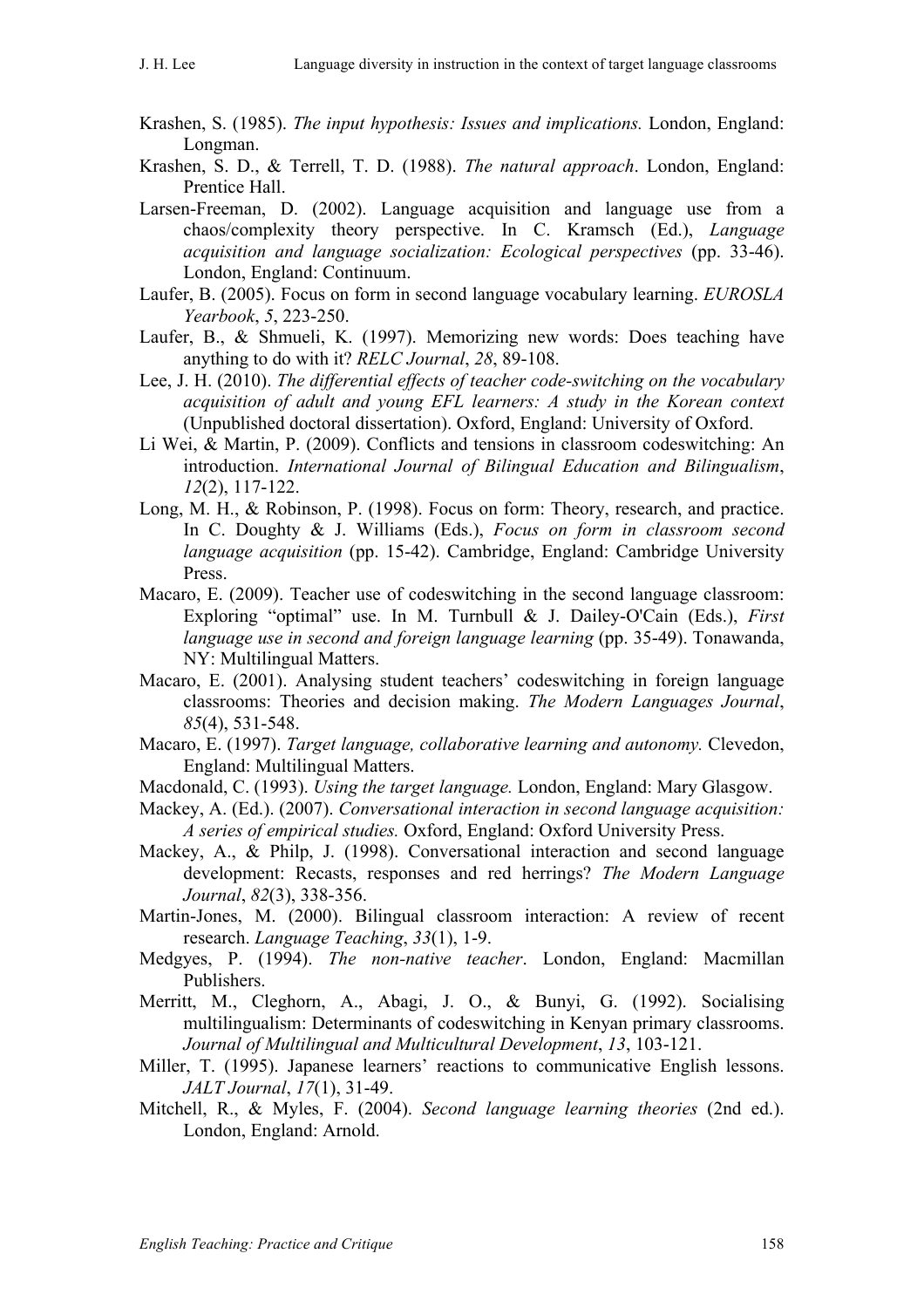Krashen, S. (1985). *The input hypothesis: Issues and implications.* London, England: Longman.

Krashen, S. D., & Terrell, T. D. (1988). *The natural approach*. London, England: Prentice Hall.

Larsen-Freeman, D. (2002). Language acquisition and language use from a chaos/complexity theory perspective. In C. Kramsch (Ed.), *Language acquisition and language socialization: Ecological perspectives* (pp. 33-46). London, England: Continuum.

Laufer, B. (2005). Focus on form in second language vocabulary learning. *EUROSLA Yearbook*, *5*, 223-250.

Laufer, B., & Shmueli, K. (1997). Memorizing new words: Does teaching have anything to do with it? *RELC Journal*, *28*, 89-108.

Lee, J. H. (2010). *The differential effects of teacher code-switching on the vocabulary acquisition of adult and young EFL learners: A study in the Korean context* (Unpublished doctoral dissertation). Oxford, England: University of Oxford.

Li Wei, & Martin, P. (2009). Conflicts and tensions in classroom codeswitching: An introduction. *International Journal of Bilingual Education and Bilingualism*, *12*(2), 117-122.

Long, M. H., & Robinson, P. (1998). Focus on form: Theory, research, and practice. In C. Doughty & J. Williams (Eds.), *Focus on form in classroom second language acquisition* (pp. 15-42). Cambridge, England: Cambridge University Press.

Macaro, E. (2009). Teacher use of codeswitching in the second language classroom: Exploring "optimal" use. In M. Turnbull & J. Dailey-O'Cain (Eds.), *First language use in second and foreign language learning* (pp. 35-49). Tonawanda, NY: Multilingual Matters.

Macaro, E. (2001). Analysing student teachers' codeswitching in foreign language classrooms: Theories and decision making. *The Modern Languages Journal*, *85*(4), 531-548.

Macaro, E. (1997). *Target language, collaborative learning and autonomy.* Clevedon, England: Multilingual Matters.

Macdonald, C. (1993). *Using the target language.* London, England: Mary Glasgow.

Mackey, A. (Ed.). (2007). *Conversational interaction in second language acquisition: A series of empirical studies.* Oxford, England: Oxford University Press.

Mackey, A., & Philp, J. (1998). Conversational interaction and second language development: Recasts, responses and red herrings? *The Modern Language Journal*, *82*(3), 338-356.

Martin-Jones, M. (2000). Bilingual classroom interaction: A review of recent research. *Language Teaching*, *33*(1), 1-9.

Medgyes, P. (1994). *The non-native teacher*. London, England: Macmillan Publishers.

Merritt, M., Cleghorn, A., Abagi, J. O., & Bunyi, G. (1992). Socialising multilingualism: Determinants of codeswitching in Kenyan primary classrooms. *Journal of Multilingual and Multicultural Development*, *13*, 103-121.

Miller, T. (1995). Japanese learners' reactions to communicative English lessons. *JALT Journal*, *17*(1), 31-49.

Mitchell, R., & Myles, F. (2004). *Second language learning theories* (2nd ed.). London, England: Arnold.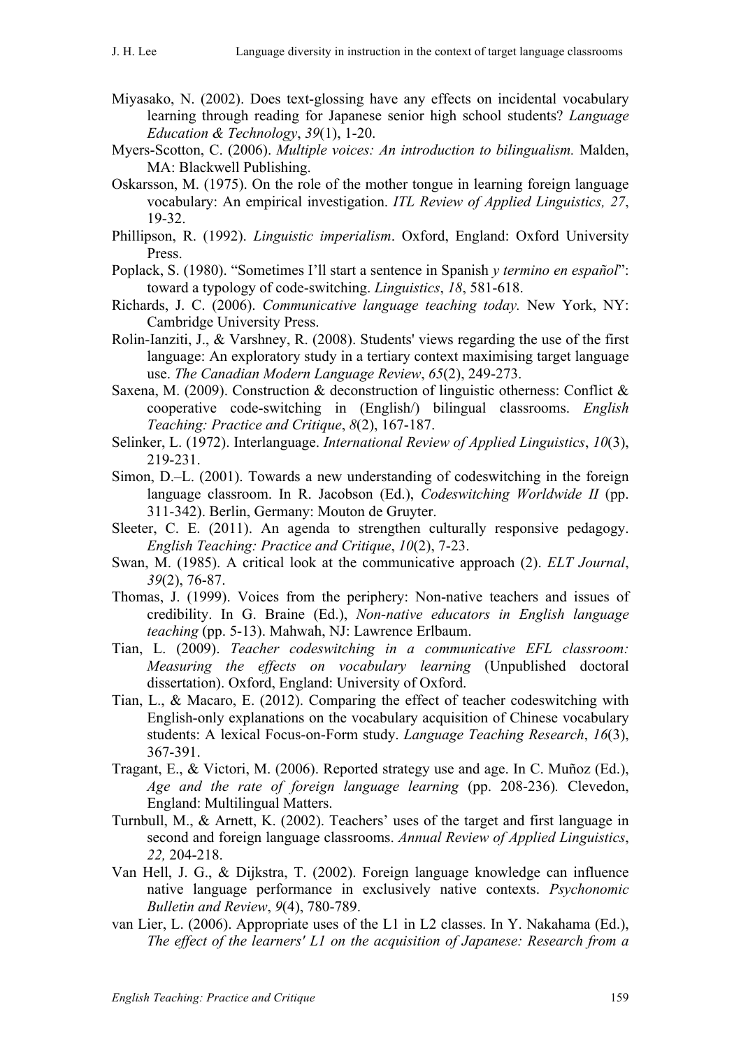Miyasako, N. (2002). Does text-glossing have any effects on incidental vocabulary learning through reading for Japanese senior high school students? *Language Education & Technology*, *39*(1), 1-20.

Myers-Scotton, C. (2006). *Multiple voices: An introduction to bilingualism.* Malden, MA: Blackwell Publishing.

Oskarsson, M. (1975). On the role of the mother tongue in learning foreign language vocabulary: An empirical investigation. *ITL Review of Applied Linguistics, 27*, 19-32.

Phillipson, R. (1992). *Linguistic imperialism*. Oxford, England: Oxford University Press.

Poplack, S. (1980). "Sometimes I'll start a sentence in Spanish *y termino en español*": toward a typology of code-switching. *Linguistics*, *18*, 581-618.

Richards, J. C. (2006). *Communicative language teaching today.* New York, NY: Cambridge University Press.

Rolin-Ianziti, J., & Varshney, R. (2008). Students' views regarding the use of the first language: An exploratory study in a tertiary context maximising target language use. *The Canadian Modern Language Review*, *65*(2), 249-273.

Saxena, M. (2009). Construction & deconstruction of linguistic otherness: Conflict & cooperative code-switching in (English/) bilingual classrooms. *English Teaching: Practice and Critique*, *8*(2), 167-187.

Selinker, L. (1972). Interlanguage. *International Review of Applied Linguistics*, *10*(3), 219-231.

Simon, D.–L. (2001). Towards a new understanding of codeswitching in the foreign language classroom. In R. Jacobson (Ed.), *Codeswitching Worldwide II* (pp. 311-342). Berlin, Germany: Mouton de Gruyter.

Sleeter, C. E. (2011). An agenda to strengthen culturally responsive pedagogy. *English Teaching: Practice and Critique*, *10*(2), 7-23.

Swan, M. (1985). A critical look at the communicative approach (2). *ELT Journal*, *39*(2), 76-87.

Thomas, J. (1999). Voices from the periphery: Non-native teachers and issues of credibility. In G. Braine (Ed.), *Non-native educators in English language teaching* (pp. 5-13). Mahwah, NJ: Lawrence Erlbaum.

Tian, L. (2009). *Teacher codeswitching in a communicative EFL classroom: Measuring the effects on vocabulary learning* (Unpublished doctoral dissertation). Oxford, England: University of Oxford.

Tian, L., & Macaro, E. (2012). Comparing the effect of teacher codeswitching with English-only explanations on the vocabulary acquisition of Chinese vocabulary students: A lexical Focus-on-Form study. *Language Teaching Research*, *16*(3), 367-391.

Tragant, E., & Victori, M. (2006). Reported strategy use and age. In C. Muñoz (Ed.), *Age and the rate of foreign language learning* (pp. 208-236)*.* Clevedon, England: Multilingual Matters.

Turnbull, M., & Arnett, K. (2002). Teachers' uses of the target and first language in second and foreign language classrooms. *Annual Review of Applied Linguistics*, *22,* 204-218.

Van Hell, J. G., & Dijkstra, T. (2002). Foreign language knowledge can influence native language performance in exclusively native contexts. *Psychonomic Bulletin and Review*, *9*(4), 780-789.

van Lier, L. (2006). Appropriate uses of the L1 in L2 classes. In Y. Nakahama (Ed.), *The effect of the learners' L1 on the acquisition of Japanese: Research from a*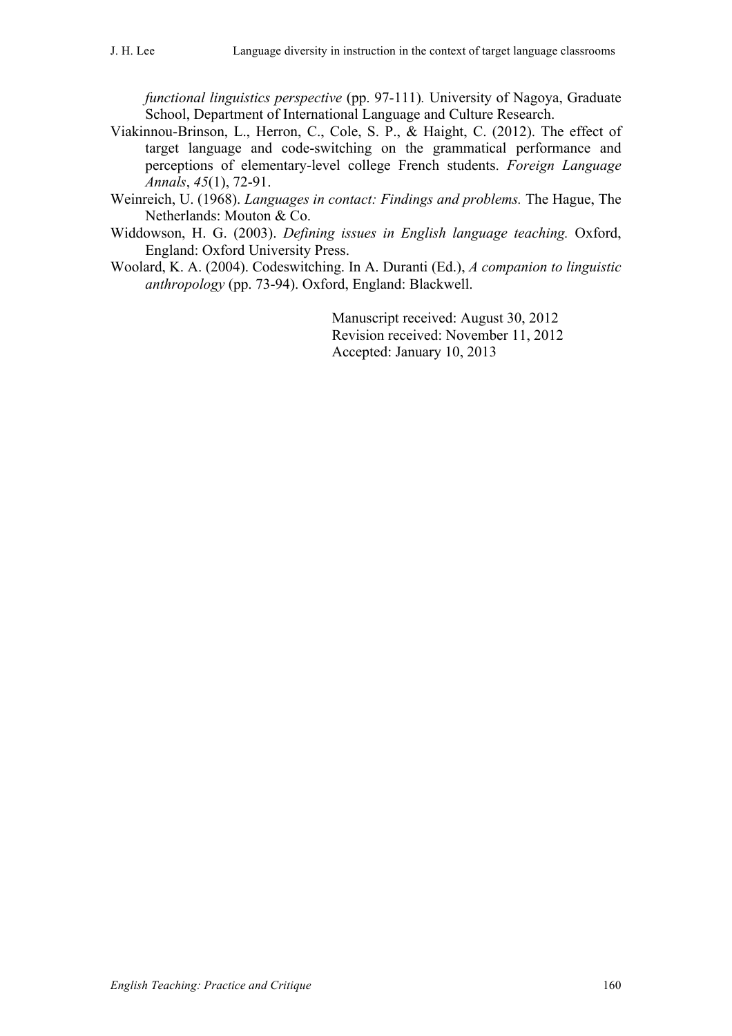*functional linguistics perspective* (pp. 97-111). University of Nagoya, Graduate School, Department of International Language and Culture Research.

Viakinnou-Brinson, L., Herron, C., Cole, S. P., & Haight, C. (2012). The effect of target language and code-switching on the grammatical performance and perceptions of elementary-level college French students. *Foreign Language Annals*, *45*(1), 72-91.

Weinreich, U. (1968). *Languages in contact: Findings and problems.* The Hague, The Netherlands: Mouton & Co.

Widdowson, H. G. (2003). *Defining issues in English language teaching.* Oxford, England: Oxford University Press.

Woolard, K. A. (2004). Codeswitching. In A. Duranti (Ed.), *A companion to linguistic anthropology* (pp. 73-94). Oxford, England: Blackwell.

Manuscript received: August 30, 2012
Revision received: November 11, 2012
Accepted: January 10, 2013